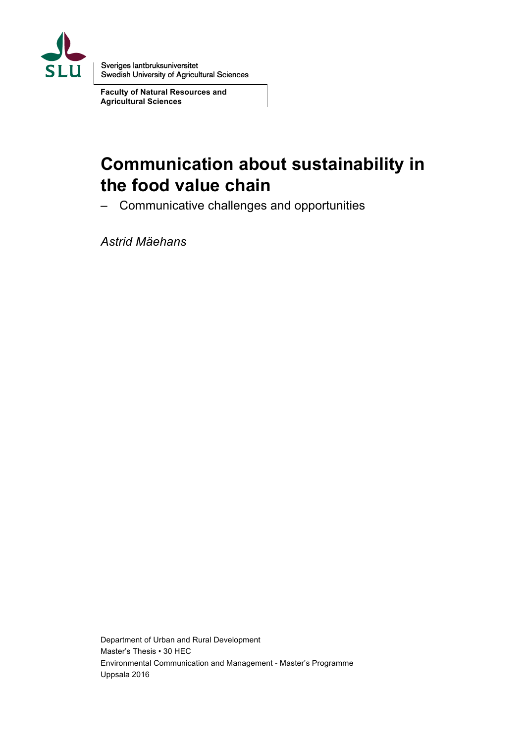Sveriges lantbruksuniversitet
Swedish University of Agricultural Sciences

**Faculty of Natural Resources and Agricultural Sciences**

# Communication about sustainability in the food value chain

– Communicative challenges and opportunities

*Astrid Mäehans*

Department of Urban and Rural Development
Master's Thesis • 30 HEC
Environmental Communication and Management - Master's Programme
Uppsala 2016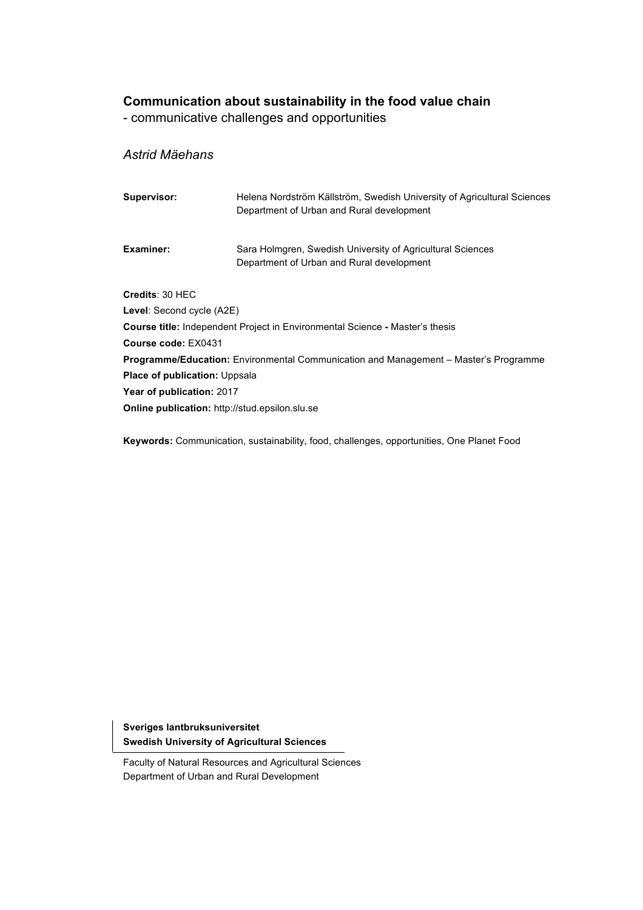**Communication about sustainability in the food value chain**

- communicative challenges and opportunities

*Astrid Mäehans*

**Supervisor:** Helena Nordström Källström, Swedish University of Agricultural Sciences
Department of Urban and Rural development

**Examiner:** Sara Holmgren, Swedish University of Agricultural Sciences
Department of Urban and Rural development

**Credits**: 30 HEC
**Level**: Second cycle (A2E)
**Course title:** Independent Project in Environmental Science **-** Master's thesis
**Course code:** EX0431
**Programme/Education:** Environmental Communication and Management – Master's Programme
**Place of publication:** Uppsala
**Year of publication:** 2017
**Online publication:** http://stud.epsilon.slu.se

**Keywords:** Communication, sustainability, food, challenges, opportunities, One Planet Food

**Sveriges lantbruksuniversitet**
**Swedish University of Agricultural Sciences**

Faculty of Natural Resources and Agricultural Sciences
Department of Urban and Rural Development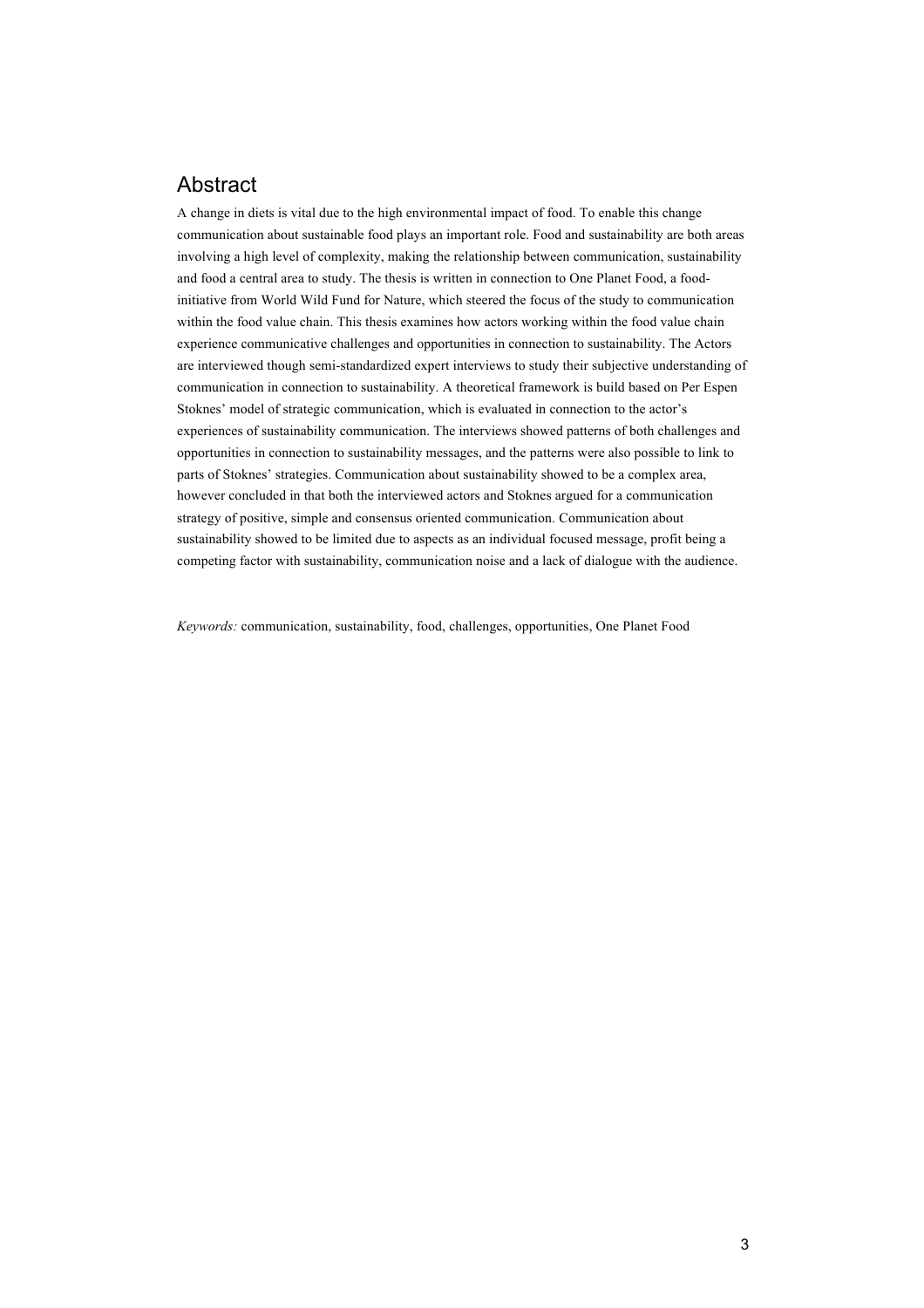# Abstract

A change in diets is vital due to the high environmental impact of food. To enable this change communication about sustainable food plays an important role. Food and sustainability are both areas involving a high level of complexity, making the relationship between communication, sustainability and food a central area to study. The thesis is written in connection to One Planet Food, a food-initiative from World Wild Fund for Nature, which steered the focus of the study to communication within the food value chain. This thesis examines how actors working within the food value chain experience communicative challenges and opportunities in connection to sustainability. The Actors are interviewed though semi-standardized expert interviews to study their subjective understanding of communication in connection to sustainability. A theoretical framework is build based on Per Espen Stoknes' model of strategic communication, which is evaluated in connection to the actor's experiences of sustainability communication. The interviews showed patterns of both challenges and opportunities in connection to sustainability messages, and the patterns were also possible to link to parts of Stoknes' strategies. Communication about sustainability showed to be a complex area, however concluded in that both the interviewed actors and Stoknes argued for a communication strategy of positive, simple and consensus oriented communication. Communication about sustainability showed to be limited due to aspects as an individual focused message, profit being a competing factor with sustainability, communication noise and a lack of dialogue with the audience.

*Keywords:* communication, sustainability, food, challenges, opportunities, One Planet Food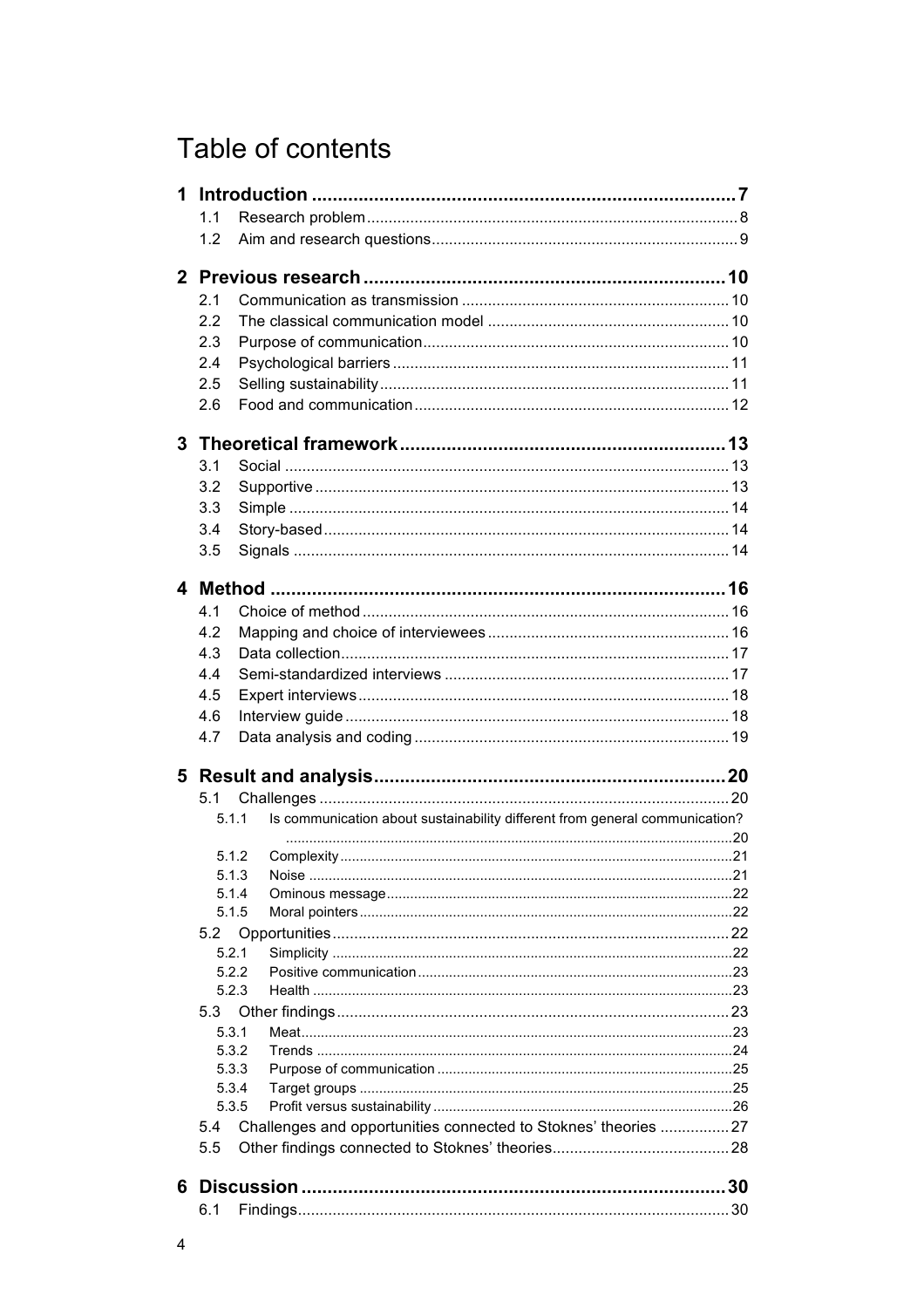# Table of contents

**1 Introduction ... 7**

- 1.1 Research problem ... 8
- 1.2 Aim and research questions ... 9

**2 Previous research ... 10**

- 2.1 Communication as transmission ... 10
- 2.2 The classical communication model ... 10
- 2.3 Purpose of communication ... 10
- 2.4 Psychological barriers ... 11
- 2.5 Selling sustainability ... 11
- 2.6 Food and communication ... 12

**3 Theoretical framework ... 13**

- 3.1 Social ... 13
- 3.2 Supportive ... 13
- 3.3 Simple ... 14
- 3.4 Story-based ... 14
- 3.5 Signals ... 14

**4 Method ... 16**

- 4.1 Choice of method ... 16
- 4.2 Mapping and choice of interviewees ... 16
- 4.3 Data collection ... 17
- 4.4 Semi-standardized interviews ... 17
- 4.5 Expert interviews ... 18
- 4.6 Interview guide ... 18
- 4.7 Data analysis and coding ... 19

**5 Result and analysis ... 20**

- 5.1 Challenges ... 20
  - 5.1.1 Is communication about sustainability different from general communication? ... 20
  - 5.1.2 Complexity ... 21
  - 5.1.3 Noise ... 21
  - 5.1.4 Ominous message ... 22
  - 5.1.5 Moral pointers ... 22
- 5.2 Opportunities ... 22
  - 5.2.1 Simplicity ... 22
  - 5.2.2 Positive communication ... 23
  - 5.2.3 Health ... 23
- 5.3 Other findings ... 23
  - 5.3.1 Meat ... 23
  - 5.3.2 Trends ... 24
  - 5.3.3 Purpose of communication ... 25
  - 5.3.4 Target groups ... 25
  - 5.3.5 Profit versus sustainability ... 26
- 5.4 Challenges and opportunities connected to Stoknes' theories ... 27
- 5.5 Other findings connected to Stoknes' theories ... 28

**6 Discussion ... 30**

- 6.1 Findings ... 30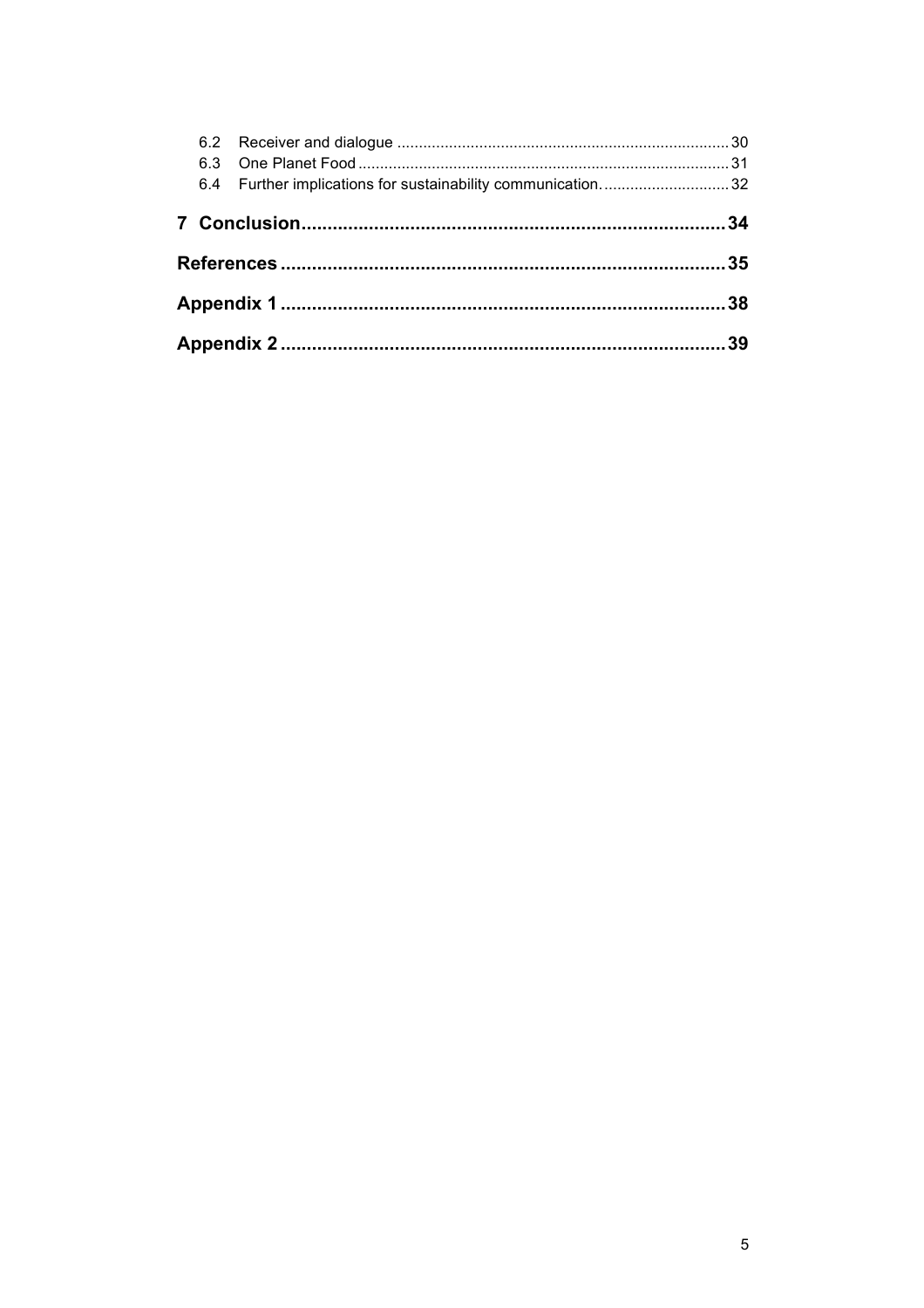6.2 Receiver and dialogue ........................................................................... 30
6.3 One Planet Food ..................................................................................... 31
6.4 Further implications for sustainability communication. ............................ 32

**7 Conclusion ................................................................................ 34**

**References .................................................................................... 35**

**Appendix 1 ................................................................................... 38**

**Appendix 2 ................................................................................... 39**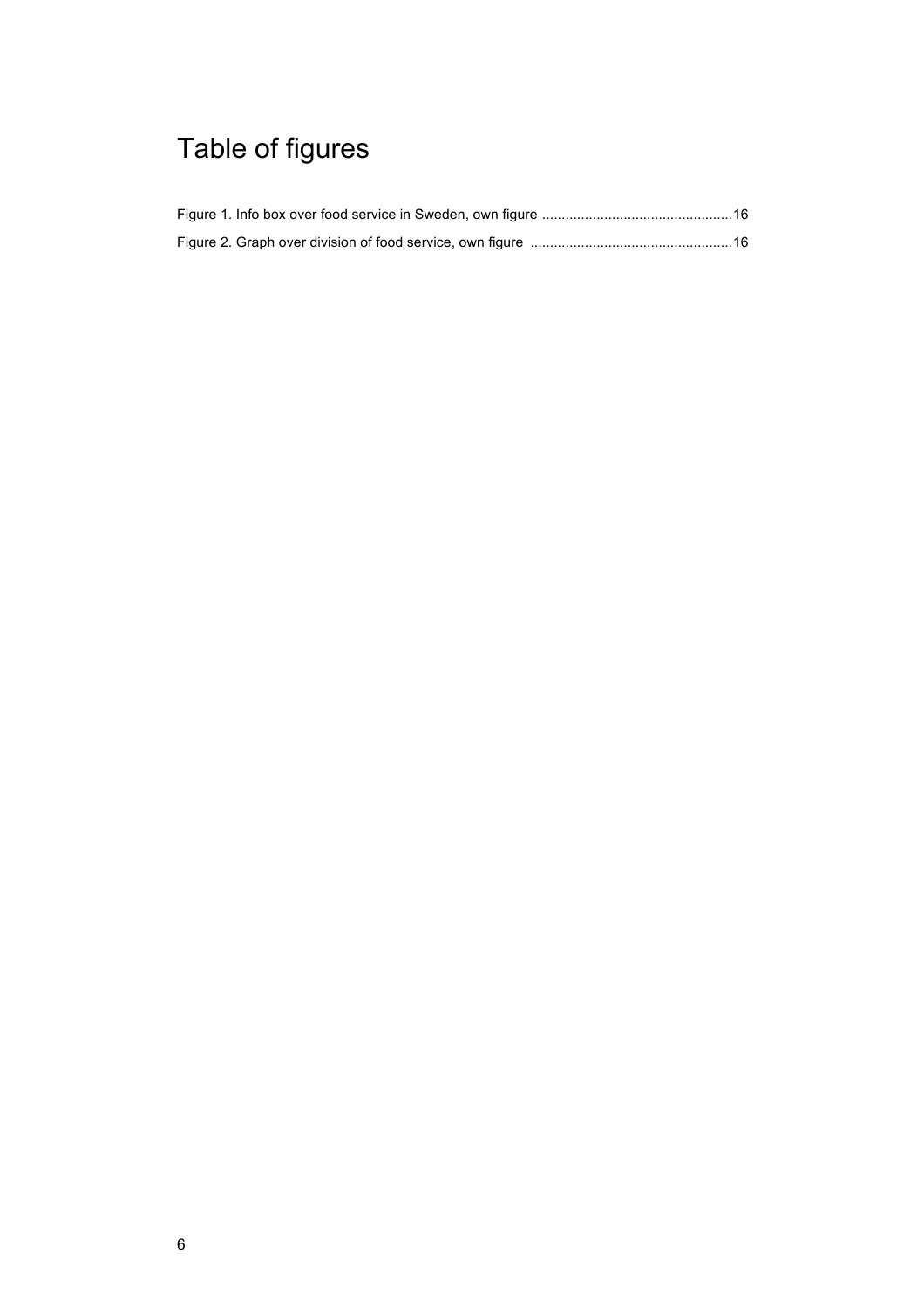# Table of figures

Figure 1. Info box over food service in Sweden, own figure ................................................16

Figure 2. Graph over division of food service, own figure ...................................................16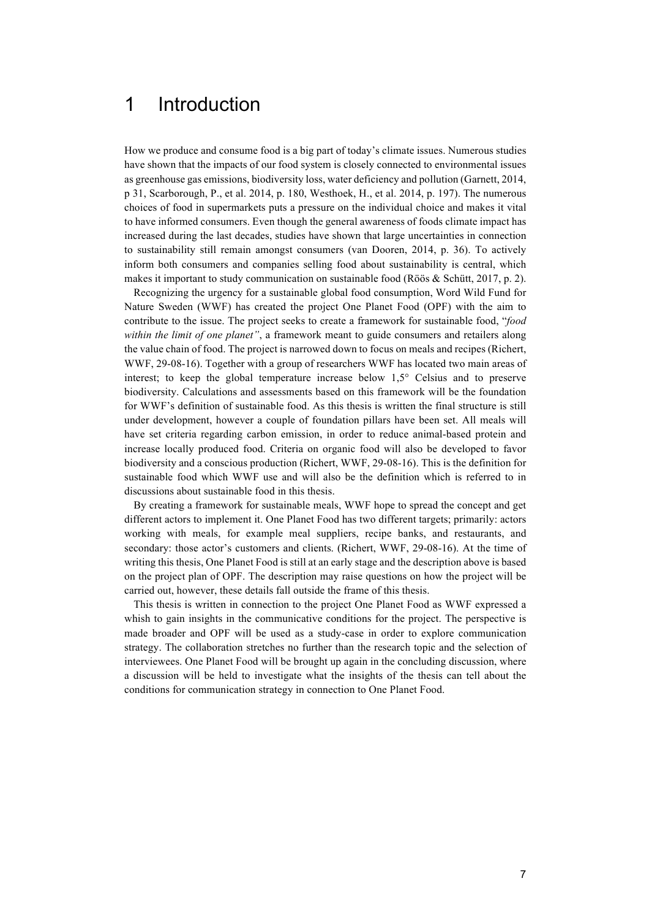# 1 Introduction

How we produce and consume food is a big part of today's climate issues. Numerous studies have shown that the impacts of our food system is closely connected to environmental issues as greenhouse gas emissions, biodiversity loss, water deficiency and pollution (Garnett, 2014, p 31, Scarborough, P., et al. 2014, p. 180, Westhoek, H., et al. 2014, p. 197). The numerous choices of food in supermarkets puts a pressure on the individual choice and makes it vital to have informed consumers. Even though the general awareness of foods climate impact has increased during the last decades, studies have shown that large uncertainties in connection to sustainability still remain amongst consumers (van Dooren, 2014, p. 36). To actively inform both consumers and companies selling food about sustainability is central, which makes it important to study communication on sustainable food (Röös & Schütt, 2017, p. 2).

Recognizing the urgency for a sustainable global food consumption, Word Wild Fund for Nature Sweden (WWF) has created the project One Planet Food (OPF) with the aim to contribute to the issue. The project seeks to create a framework for sustainable food, "*food within the limit of one planet"*, a framework meant to guide consumers and retailers along the value chain of food. The project is narrowed down to focus on meals and recipes (Richert, WWF, 29-08-16). Together with a group of researchers WWF has located two main areas of interest; to keep the global temperature increase below 1,5° Celsius and to preserve biodiversity. Calculations and assessments based on this framework will be the foundation for WWF's definition of sustainable food. As this thesis is written the final structure is still under development, however a couple of foundation pillars have been set. All meals will have set criteria regarding carbon emission, in order to reduce animal-based protein and increase locally produced food. Criteria on organic food will also be developed to favor biodiversity and a conscious production (Richert, WWF, 29-08-16). This is the definition for sustainable food which WWF use and will also be the definition which is referred to in discussions about sustainable food in this thesis.

By creating a framework for sustainable meals, WWF hope to spread the concept and get different actors to implement it. One Planet Food has two different targets; primarily: actors working with meals, for example meal suppliers, recipe banks, and restaurants, and secondary: those actor's customers and clients. (Richert, WWF, 29-08-16). At the time of writing this thesis, One Planet Food is still at an early stage and the description above is based on the project plan of OPF. The description may raise questions on how the project will be carried out, however, these details fall outside the frame of this thesis.

This thesis is written in connection to the project One Planet Food as WWF expressed a whish to gain insights in the communicative conditions for the project. The perspective is made broader and OPF will be used as a study-case in order to explore communication strategy. The collaboration stretches no further than the research topic and the selection of interviewees. One Planet Food will be brought up again in the concluding discussion, where a discussion will be held to investigate what the insights of the thesis can tell about the conditions for communication strategy in connection to One Planet Food.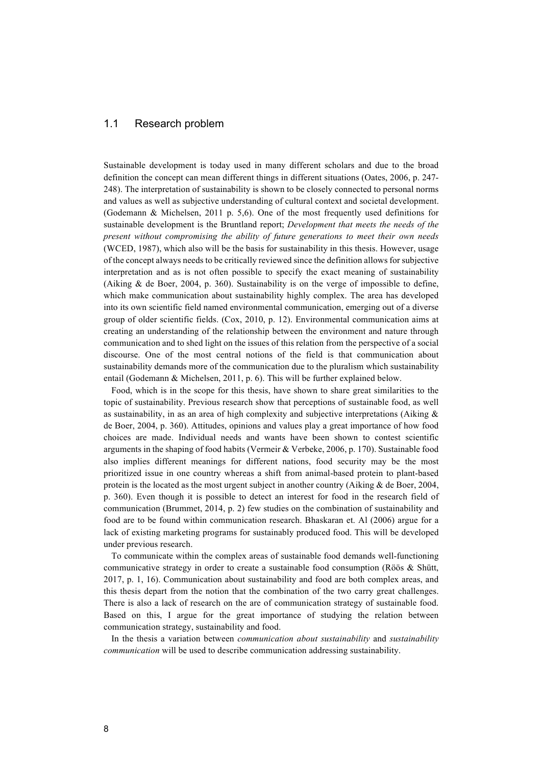## 1.1 Research problem

Sustainable development is today used in many different scholars and due to the broad definition the concept can mean different things in different situations (Oates, 2006, p. 247-248). The interpretation of sustainability is shown to be closely connected to personal norms and values as well as subjective understanding of cultural context and societal development. (Godemann & Michelsen, 2011 p. 5,6). One of the most frequently used definitions for sustainable development is the Bruntland report; *Development that meets the needs of the present without compromising the ability of future generations to meet their own needs* (WCED, 1987), which also will be the basis for sustainability in this thesis. However, usage of the concept always needs to be critically reviewed since the definition allows for subjective interpretation and as is not often possible to specify the exact meaning of sustainability (Aiking & de Boer, 2004, p. 360). Sustainability is on the verge of impossible to define, which make communication about sustainability highly complex. The area has developed into its own scientific field named environmental communication, emerging out of a diverse group of older scientific fields. (Cox, 2010, p. 12). Environmental communication aims at creating an understanding of the relationship between the environment and nature through communication and to shed light on the issues of this relation from the perspective of a social discourse. One of the most central notions of the field is that communication about sustainability demands more of the communication due to the pluralism which sustainability entail (Godemann & Michelsen, 2011, p. 6). This will be further explained below.

Food, which is in the scope for this thesis, have shown to share great similarities to the topic of sustainability. Previous research show that perceptions of sustainable food, as well as sustainability, in as an area of high complexity and subjective interpretations (Aiking & de Boer, 2004, p. 360). Attitudes, opinions and values play a great importance of how food choices are made. Individual needs and wants have been shown to contest scientific arguments in the shaping of food habits (Vermeir & Verbeke, 2006, p. 170). Sustainable food also implies different meanings for different nations, food security may be the most prioritized issue in one country whereas a shift from animal-based protein to plant-based protein is the located as the most urgent subject in another country (Aiking & de Boer, 2004, p. 360). Even though it is possible to detect an interest for food in the research field of communication (Brummet, 2014, p. 2) few studies on the combination of sustainability and food are to be found within communication research. Bhaskaran et. Al (2006) argue for a lack of existing marketing programs for sustainably produced food. This will be developed under previous research.

To communicate within the complex areas of sustainable food demands well-functioning communicative strategy in order to create a sustainable food consumption (Röös & Shütt, 2017, p. 1, 16). Communication about sustainability and food are both complex areas, and this thesis depart from the notion that the combination of the two carry great challenges. There is also a lack of research on the are of communication strategy of sustainable food. Based on this, I argue for the great importance of studying the relation between communication strategy, sustainability and food.

In the thesis a variation between *communication about sustainability* and *sustainability communication* will be used to describe communication addressing sustainability.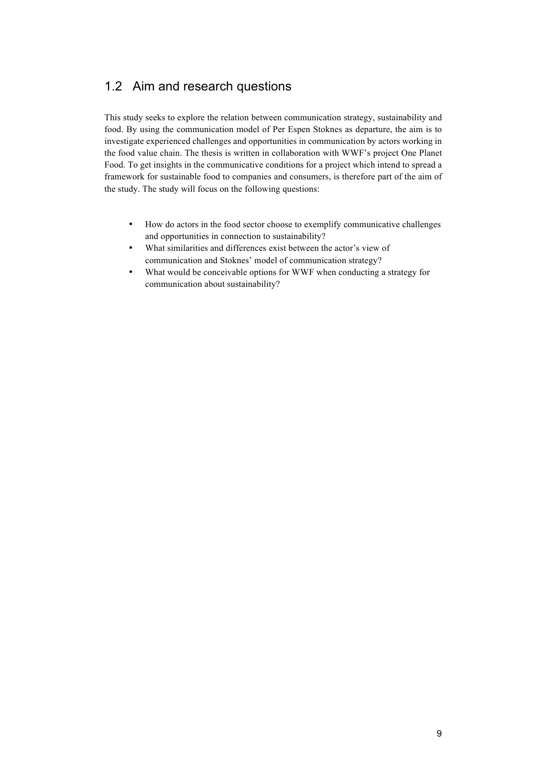## 1.2 Aim and research questions

This study seeks to explore the relation between communication strategy, sustainability and food. By using the communication model of Per Espen Stoknes as departure, the aim is to investigate experienced challenges and opportunities in communication by actors working in the food value chain. The thesis is written in collaboration with WWF's project One Planet Food. To get insights in the communicative conditions for a project which intend to spread a framework for sustainable food to companies and consumers, is therefore part of the aim of the study. The study will focus on the following questions:

- How do actors in the food sector choose to exemplify communicative challenges and opportunities in connection to sustainability?
- What similarities and differences exist between the actor's view of communication and Stoknes' model of communication strategy?
- What would be conceivable options for WWF when conducting a strategy for communication about sustainability?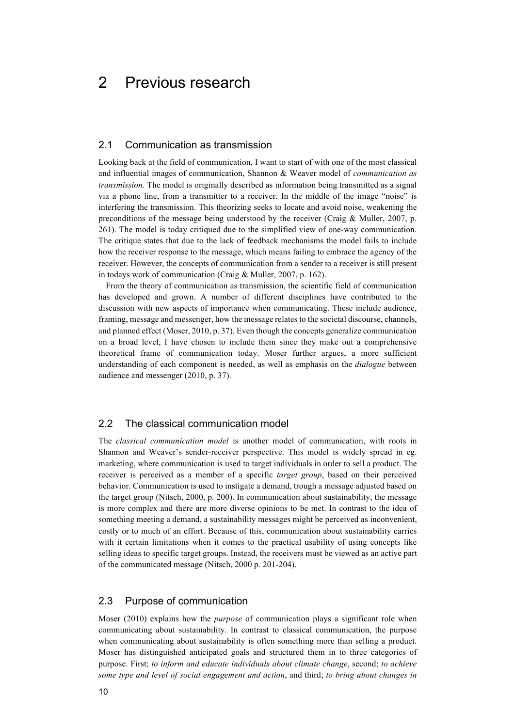# 2 Previous research

## 2.1 Communication as transmission

Looking back at the field of communication, I want to start of with one of the most classical and influential images of communication, Shannon & Weaver model of *communication as transmission.* The model is originally described as information being transmitted as a signal via a phone line, from a transmitter to a receiver. In the middle of the image "noise" is interfering the transmission. This theorizing seeks to locate and avoid noise, weakening the preconditions of the message being understood by the receiver (Craig & Muller, 2007, p. 261). The model is today critiqued due to the simplified view of one-way communication. The critique states that due to the lack of feedback mechanisms the model fails to include how the receiver response to the message, which means failing to embrace the agency of the receiver. However, the concepts of communication from a sender to a receiver is still present in todays work of communication (Craig & Muller, 2007, p. 162).

From the theory of communication as transmission, the scientific field of communication has developed and grown. A number of different disciplines have contributed to the discussion with new aspects of importance when communicating. These include audience, framing, message and messenger, how the message relates to the societal discourse, channels, and planned effect (Moser, 2010, p. 37). Even though the concepts generalize communication on a broad level, I have chosen to include them since they make out a comprehensive theoretical frame of communication today. Moser further argues, a more sufficient understanding of each component is needed, as well as emphasis on the *dialogue* between audience and messenger (2010, p. 37).

## 2.2 The classical communication model

The *classical communication model* is another model of communication, with roots in Shannon and Weaver's sender-receiver perspective. This model is widely spread in eg. marketing, where communication is used to target individuals in order to sell a product. The receiver is perceived as a member of a specific *target group*, based on their perceived behavior. Communication is used to instigate a demand, trough a message adjusted based on the target group (Nitsch, 2000, p. 200). In communication about sustainability, the message is more complex and there are more diverse opinions to be met. In contrast to the idea of something meeting a demand, a sustainability messages might be perceived as inconvenient, costly or to much of an effort. Because of this, communication about sustainability carries with it certain limitations when it comes to the practical usability of using concepts like selling ideas to specific target groups. Instead, the receivers must be viewed as an active part of the communicated message (Nitsch, 2000 p. 201-204).

## 2.3 Purpose of communication

Moser (2010) explains how the *purpose* of communication plays a significant role when communicating about sustainability. In contrast to classical communication, the purpose when communicating about sustainability is often something more than selling a product. Moser has distinguished anticipated goals and structured them in to three categories of purpose. First; *to inform and educate individuals about climate change*, second; *to achieve some type and level of social engagement and action*, and third; *to bring about changes in*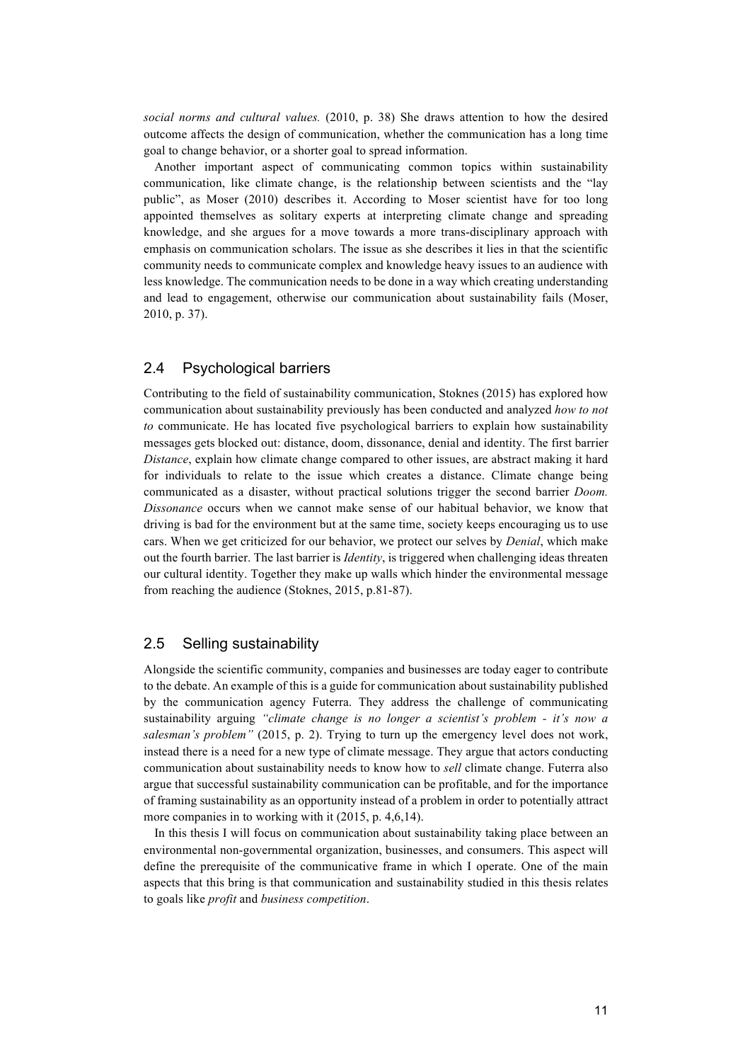*social norms and cultural values.* (2010, p. 38) She draws attention to how the desired outcome affects the design of communication, whether the communication has a long time goal to change behavior, or a shorter goal to spread information.

Another important aspect of communicating common topics within sustainability communication, like climate change, is the relationship between scientists and the "lay public", as Moser (2010) describes it. According to Moser scientist have for too long appointed themselves as solitary experts at interpreting climate change and spreading knowledge, and she argues for a move towards a more trans-disciplinary approach with emphasis on communication scholars. The issue as she describes it lies in that the scientific community needs to communicate complex and knowledge heavy issues to an audience with less knowledge. The communication needs to be done in a way which creating understanding and lead to engagement, otherwise our communication about sustainability fails (Moser, 2010, p. 37).

## 2.4 Psychological barriers

Contributing to the field of sustainability communication, Stoknes (2015) has explored how communication about sustainability previously has been conducted and analyzed *how to not to* communicate. He has located five psychological barriers to explain how sustainability messages gets blocked out: distance, doom, dissonance, denial and identity. The first barrier *Distance*, explain how climate change compared to other issues, are abstract making it hard for individuals to relate to the issue which creates a distance. Climate change being communicated as a disaster, without practical solutions trigger the second barrier *Doom. Dissonance* occurs when we cannot make sense of our habitual behavior, we know that driving is bad for the environment but at the same time, society keeps encouraging us to use cars. When we get criticized for our behavior, we protect our selves by *Denial*, which make out the fourth barrier. The last barrier is *Identity*, is triggered when challenging ideas threaten our cultural identity. Together they make up walls which hinder the environmental message from reaching the audience (Stoknes, 2015, p.81-87).

## 2.5 Selling sustainability

Alongside the scientific community, companies and businesses are today eager to contribute to the debate. An example of this is a guide for communication about sustainability published by the communication agency Futerra. They address the challenge of communicating sustainability arguing *"climate change is no longer a scientist's problem - it's now a salesman's problem"* (2015, p. 2). Trying to turn up the emergency level does not work, instead there is a need for a new type of climate message. They argue that actors conducting communication about sustainability needs to know how to *sell* climate change. Futerra also argue that successful sustainability communication can be profitable, and for the importance of framing sustainability as an opportunity instead of a problem in order to potentially attract more companies in to working with it (2015, p. 4,6,14).

In this thesis I will focus on communication about sustainability taking place between an environmental non-governmental organization, businesses, and consumers. This aspect will define the prerequisite of the communicative frame in which I operate. One of the main aspects that this bring is that communication and sustainability studied in this thesis relates to goals like *profit* and *business competition*.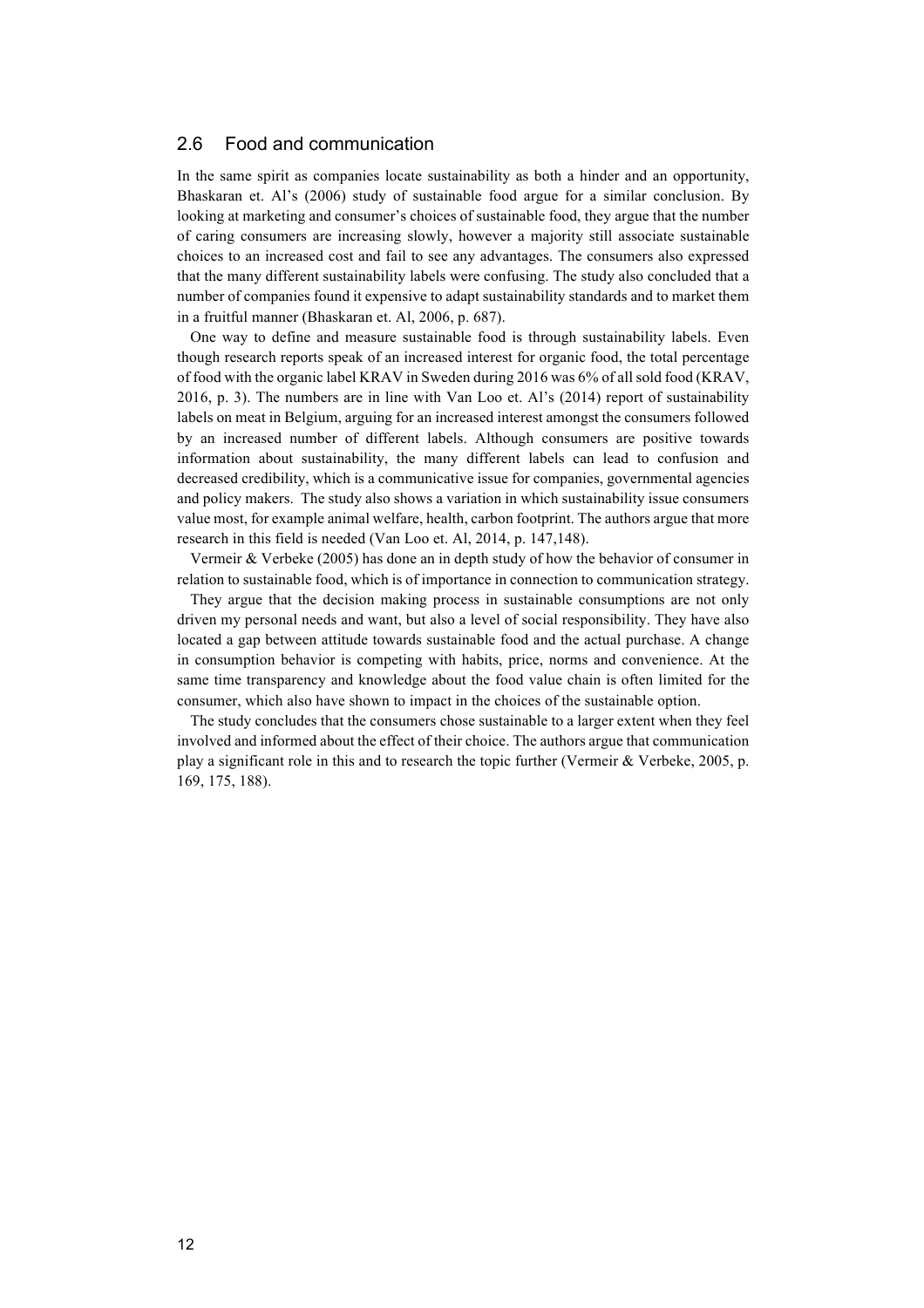## 2.6 Food and communication

In the same spirit as companies locate sustainability as both a hinder and an opportunity, Bhaskaran et. Al's (2006) study of sustainable food argue for a similar conclusion. By looking at marketing and consumer's choices of sustainable food, they argue that the number of caring consumers are increasing slowly, however a majority still associate sustainable choices to an increased cost and fail to see any advantages. The consumers also expressed that the many different sustainability labels were confusing. The study also concluded that a number of companies found it expensive to adapt sustainability standards and to market them in a fruitful manner (Bhaskaran et. Al, 2006, p. 687).

One way to define and measure sustainable food is through sustainability labels. Even though research reports speak of an increased interest for organic food, the total percentage of food with the organic label KRAV in Sweden during 2016 was 6% of all sold food (KRAV, 2016, p. 3). The numbers are in line with Van Loo et. Al's (2014) report of sustainability labels on meat in Belgium, arguing for an increased interest amongst the consumers followed by an increased number of different labels. Although consumers are positive towards information about sustainability, the many different labels can lead to confusion and decreased credibility, which is a communicative issue for companies, governmental agencies and policy makers. The study also shows a variation in which sustainability issue consumers value most, for example animal welfare, health, carbon footprint. The authors argue that more research in this field is needed (Van Loo et. Al, 2014, p. 147,148).

Vermeir & Verbeke (2005) has done an in depth study of how the behavior of consumer in relation to sustainable food, which is of importance in connection to communication strategy.

They argue that the decision making process in sustainable consumptions are not only driven my personal needs and want, but also a level of social responsibility. They have also located a gap between attitude towards sustainable food and the actual purchase. A change in consumption behavior is competing with habits, price, norms and convenience. At the same time transparency and knowledge about the food value chain is often limited for the consumer, which also have shown to impact in the choices of the sustainable option.

The study concludes that the consumers chose sustainable to a larger extent when they feel involved and informed about the effect of their choice. The authors argue that communication play a significant role in this and to research the topic further (Vermeir & Verbeke, 2005, p. 169, 175, 188).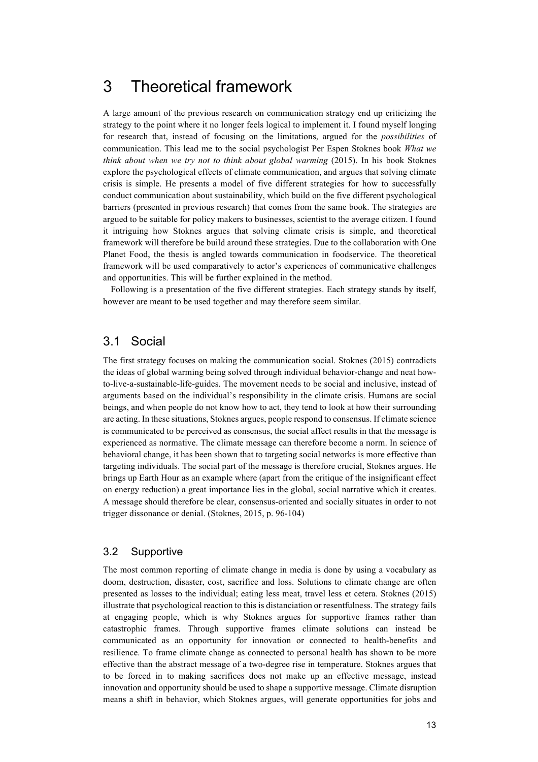# 3 Theoretical framework

A large amount of the previous research on communication strategy end up criticizing the strategy to the point where it no longer feels logical to implement it. I found myself longing for research that, instead of focusing on the limitations, argued for the *possibilities* of communication. This lead me to the social psychologist Per Espen Stoknes book *What we think about when we try not to think about global warming* (2015). In his book Stoknes explore the psychological effects of climate communication, and argues that solving climate crisis is simple. He presents a model of five different strategies for how to successfully conduct communication about sustainability, which build on the five different psychological barriers (presented in previous research) that comes from the same book. The strategies are argued to be suitable for policy makers to businesses, scientist to the average citizen. I found it intriguing how Stoknes argues that solving climate crisis is simple, and theoretical framework will therefore be build around these strategies. Due to the collaboration with One Planet Food, the thesis is angled towards communication in foodservice. The theoretical framework will be used comparatively to actor's experiences of communicative challenges and opportunities. This will be further explained in the method.

Following is a presentation of the five different strategies. Each strategy stands by itself, however are meant to be used together and may therefore seem similar.

## 3.1 Social

The first strategy focuses on making the communication social. Stoknes (2015) contradicts the ideas of global warming being solved through individual behavior-change and neat how-to-live-a-sustainable-life-guides. The movement needs to be social and inclusive, instead of arguments based on the individual's responsibility in the climate crisis. Humans are social beings, and when people do not know how to act, they tend to look at how their surrounding are acting. In these situations, Stoknes argues, people respond to consensus. If climate science is communicated to be perceived as consensus, the social affect results in that the message is experienced as normative. The climate message can therefore become a norm. In science of behavioral change, it has been shown that to targeting social networks is more effective than targeting individuals. The social part of the message is therefore crucial, Stoknes argues. He brings up Earth Hour as an example where (apart from the critique of the insignificant effect on energy reduction) a great importance lies in the global, social narrative which it creates. A message should therefore be clear, consensus-oriented and socially situates in order to not trigger dissonance or denial. (Stoknes, 2015, p. 96-104)

## 3.2 Supportive

The most common reporting of climate change in media is done by using a vocabulary as doom, destruction, disaster, cost, sacrifice and loss. Solutions to climate change are often presented as losses to the individual; eating less meat, travel less et cetera. Stoknes (2015) illustrate that psychological reaction to this is distanciation or resentfulness. The strategy fails at engaging people, which is why Stoknes argues for supportive frames rather than catastrophic frames. Through supportive frames climate solutions can instead be communicated as an opportunity for innovation or connected to health-benefits and resilience. To frame climate change as connected to personal health has shown to be more effective than the abstract message of a two-degree rise in temperature. Stoknes argues that to be forced in to making sacrifices does not make up an effective message, instead innovation and opportunity should be used to shape a supportive message. Climate disruption means a shift in behavior, which Stoknes argues, will generate opportunities for jobs and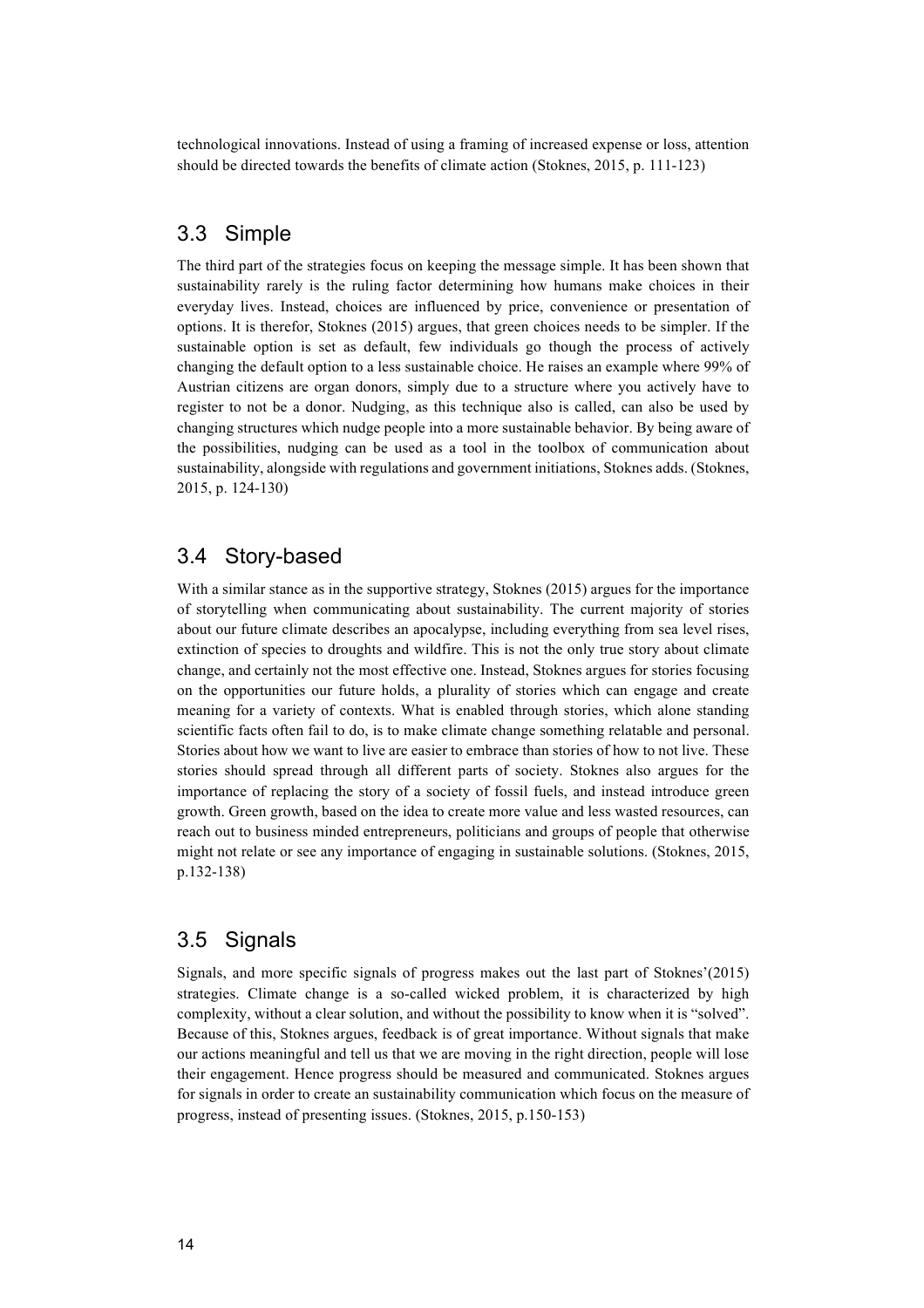technological innovations. Instead of using a framing of increased expense or loss, attention should be directed towards the benefits of climate action (Stoknes, 2015, p. 111-123)

## 3.3 Simple

The third part of the strategies focus on keeping the message simple. It has been shown that sustainability rarely is the ruling factor determining how humans make choices in their everyday lives. Instead, choices are influenced by price, convenience or presentation of options. It is therefor, Stoknes (2015) argues, that green choices needs to be simpler. If the sustainable option is set as default, few individuals go though the process of actively changing the default option to a less sustainable choice. He raises an example where 99% of Austrian citizens are organ donors, simply due to a structure where you actively have to register to not be a donor. Nudging, as this technique also is called, can also be used by changing structures which nudge people into a more sustainable behavior. By being aware of the possibilities, nudging can be used as a tool in the toolbox of communication about sustainability, alongside with regulations and government initiations, Stoknes adds. (Stoknes, 2015, p. 124-130)

## 3.4 Story-based

With a similar stance as in the supportive strategy, Stoknes (2015) argues for the importance of storytelling when communicating about sustainability. The current majority of stories about our future climate describes an apocalypse, including everything from sea level rises, extinction of species to droughts and wildfire. This is not the only true story about climate change, and certainly not the most effective one. Instead, Stoknes argues for stories focusing on the opportunities our future holds, a plurality of stories which can engage and create meaning for a variety of contexts. What is enabled through stories, which alone standing scientific facts often fail to do, is to make climate change something relatable and personal. Stories about how we want to live are easier to embrace than stories of how to not live. These stories should spread through all different parts of society. Stoknes also argues for the importance of replacing the story of a society of fossil fuels, and instead introduce green growth. Green growth, based on the idea to create more value and less wasted resources, can reach out to business minded entrepreneurs, politicians and groups of people that otherwise might not relate or see any importance of engaging in sustainable solutions. (Stoknes, 2015, p.132-138)

## 3.5 Signals

Signals, and more specific signals of progress makes out the last part of Stoknes'(2015) strategies. Climate change is a so-called wicked problem, it is characterized by high complexity, without a clear solution, and without the possibility to know when it is "solved". Because of this, Stoknes argues, feedback is of great importance. Without signals that make our actions meaningful and tell us that we are moving in the right direction, people will lose their engagement. Hence progress should be measured and communicated. Stoknes argues for signals in order to create an sustainability communication which focus on the measure of progress, instead of presenting issues. (Stoknes, 2015, p.150-153)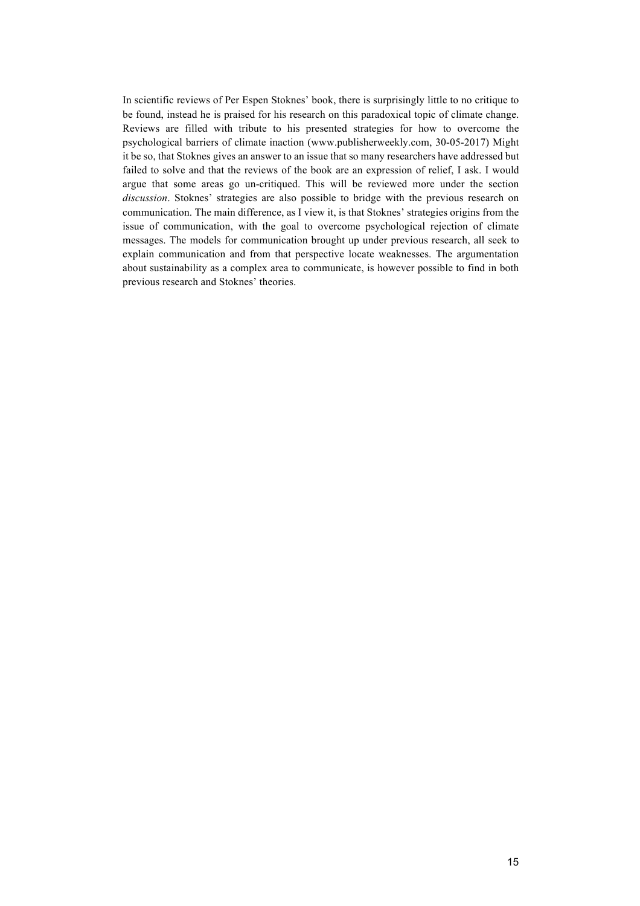In scientific reviews of Per Espen Stoknes' book, there is surprisingly little to no critique to be found, instead he is praised for his research on this paradoxical topic of climate change. Reviews are filled with tribute to his presented strategies for how to overcome the psychological barriers of climate inaction (www.publisherweekly.com, 30-05-2017) Might it be so, that Stoknes gives an answer to an issue that so many researchers have addressed but failed to solve and that the reviews of the book are an expression of relief, I ask. I would argue that some areas go un-critiqued. This will be reviewed more under the section *discussion*. Stoknes' strategies are also possible to bridge with the previous research on communication. The main difference, as I view it, is that Stoknes' strategies origins from the issue of communication, with the goal to overcome psychological rejection of climate messages. The models for communication brought up under previous research, all seek to explain communication and from that perspective locate weaknesses. The argumentation about sustainability as a complex area to communicate, is however possible to find in both previous research and Stoknes' theories.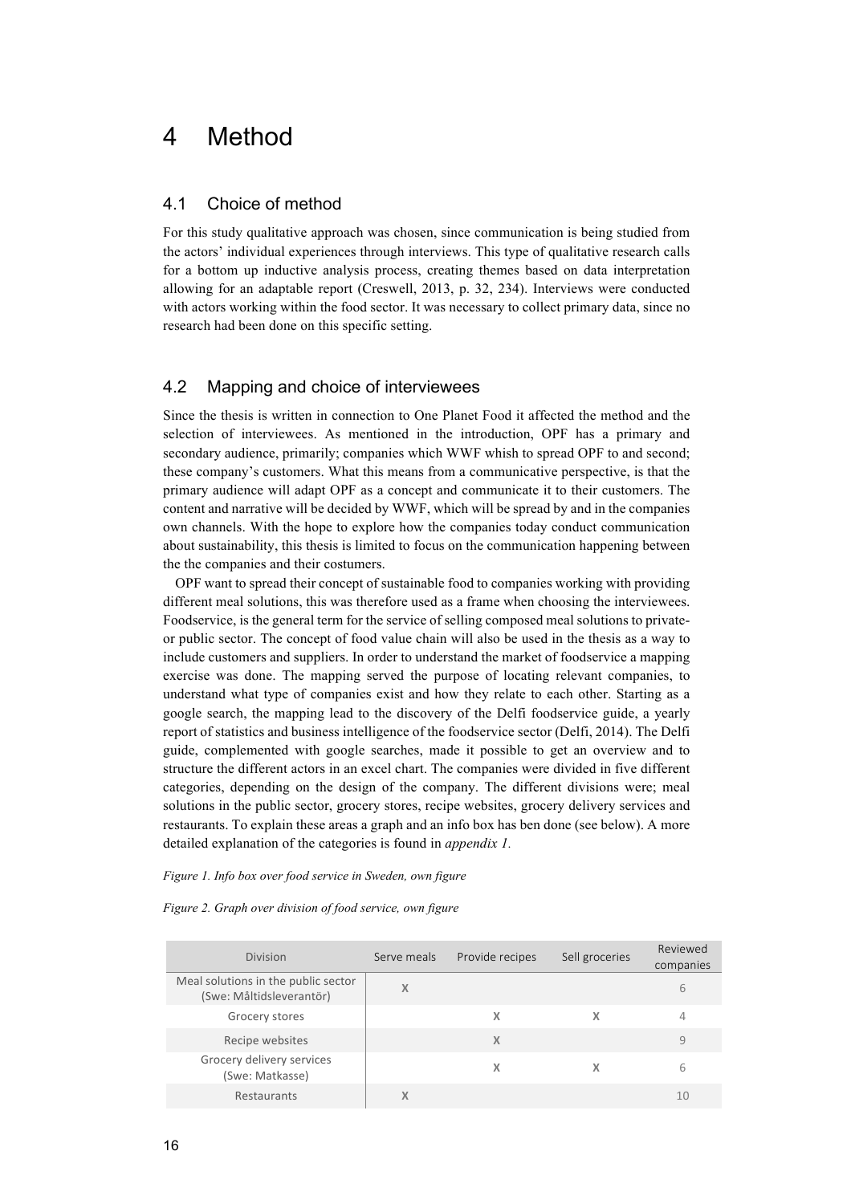# 4 Method

## 4.1 Choice of method

For this study qualitative approach was chosen, since communication is being studied from the actors' individual experiences through interviews. This type of qualitative research calls for a bottom up inductive analysis process, creating themes based on data interpretation allowing for an adaptable report (Creswell, 2013, p. 32, 234). Interviews were conducted with actors working within the food sector. It was necessary to collect primary data, since no research had been done on this specific setting.

## 4.2 Mapping and choice of interviewees

Since the thesis is written in connection to One Planet Food it affected the method and the selection of interviewees. As mentioned in the introduction, OPF has a primary and secondary audience, primarily; companies which WWF whish to spread OPF to and second; these company's customers. What this means from a communicative perspective, is that the primary audience will adapt OPF as a concept and communicate it to their customers. The content and narrative will be decided by WWF, which will be spread by and in the companies own channels. With the hope to explore how the companies today conduct communication about sustainability, this thesis is limited to focus on the communication happening between the the companies and their costumers.

OPF want to spread their concept of sustainable food to companies working with providing different meal solutions, this was therefore used as a frame when choosing the interviewees. Foodservice, is the general term for the service of selling composed meal solutions to private- or public sector. The concept of food value chain will also be used in the thesis as a way to include customers and suppliers. In order to understand the market of foodservice a mapping exercise was done. The mapping served the purpose of locating relevant companies, to understand what type of companies exist and how they relate to each other. Starting as a google search, the mapping lead to the discovery of the Delfi foodservice guide, a yearly report of statistics and business intelligence of the foodservice sector (Delfi, 2014). The Delfi guide, complemented with google searches, made it possible to get an overview and to structure the different actors in an excel chart. The companies were divided in five different categories, depending on the design of the company. The different divisions were; meal solutions in the public sector, grocery stores, recipe websites, grocery delivery services and restaurants. To explain these areas a graph and an info box has ben done (see below). A more detailed explanation of the categories is found in *appendix 1.*

*Figure 1. Info box over food service in Sweden, own figure*

*Figure 2. Graph over division of food service, own figure*

| Division | Serve meals | Provide recipes | Sell groceries | Reviewed companies |
|---|---|---|---|---|
| Meal solutions in the public sector (Swe: Måltidsleverantör) | X | | | 6 |
| Grocery stores | | X | X | 4 |
| Recipe websites | | X | | 9 |
| Grocery delivery services (Swe: Matkasse) | | X | X | 6 |
| Restaurants | X | | | 10 |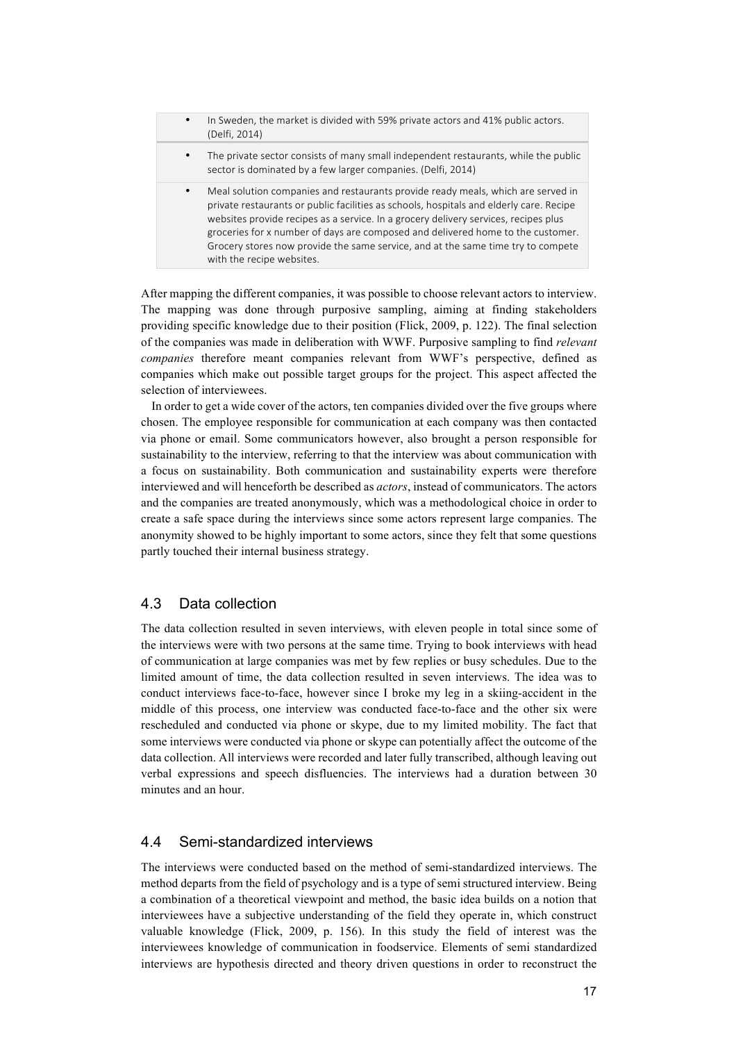- In Sweden, the market is divided with 59% private actors and 41% public actors. (Delfi, 2014)
- The private sector consists of many small independent restaurants, while the public sector is dominated by a few larger companies. (Delfi, 2014)
- Meal solution companies and restaurants provide ready meals, which are served in private restaurants or public facilities as schools, hospitals and elderly care. Recipe websites provide recipes as a service. In a grocery delivery services, recipes plus groceries for x number of days are composed and delivered home to the customer. Grocery stores now provide the same service, and at the same time try to compete with the recipe websites.

After mapping the different companies, it was possible to choose relevant actors to interview. The mapping was done through purposive sampling, aiming at finding stakeholders providing specific knowledge due to their position (Flick, 2009, p. 122). The final selection of the companies was made in deliberation with WWF. Purposive sampling to find *relevant companies* therefore meant companies relevant from WWF's perspective, defined as companies which make out possible target groups for the project. This aspect affected the selection of interviewees.

In order to get a wide cover of the actors, ten companies divided over the five groups where chosen. The employee responsible for communication at each company was then contacted via phone or email. Some communicators however, also brought a person responsible for sustainability to the interview, referring to that the interview was about communication with a focus on sustainability. Both communication and sustainability experts were therefore interviewed and will henceforth be described as *actors*, instead of communicators. The actors and the companies are treated anonymously, which was a methodological choice in order to create a safe space during the interviews since some actors represent large companies. The anonymity showed to be highly important to some actors, since they felt that some questions partly touched their internal business strategy.

## 4.3 Data collection

The data collection resulted in seven interviews, with eleven people in total since some of the interviews were with two persons at the same time. Trying to book interviews with head of communication at large companies was met by few replies or busy schedules. Due to the limited amount of time, the data collection resulted in seven interviews. The idea was to conduct interviews face-to-face, however since I broke my leg in a skiing-accident in the middle of this process, one interview was conducted face-to-face and the other six were rescheduled and conducted via phone or skype, due to my limited mobility. The fact that some interviews were conducted via phone or skype can potentially affect the outcome of the data collection. All interviews were recorded and later fully transcribed, although leaving out verbal expressions and speech disfluencies. The interviews had a duration between 30 minutes and an hour.

## 4.4 Semi-standardized interviews

The interviews were conducted based on the method of semi-standardized interviews. The method departs from the field of psychology and is a type of semi structured interview. Being a combination of a theoretical viewpoint and method, the basic idea builds on a notion that interviewees have a subjective understanding of the field they operate in, which construct valuable knowledge (Flick, 2009, p. 156). In this study the field of interest was the interviewees knowledge of communication in foodservice. Elements of semi standardized interviews are hypothesis directed and theory driven questions in order to reconstruct the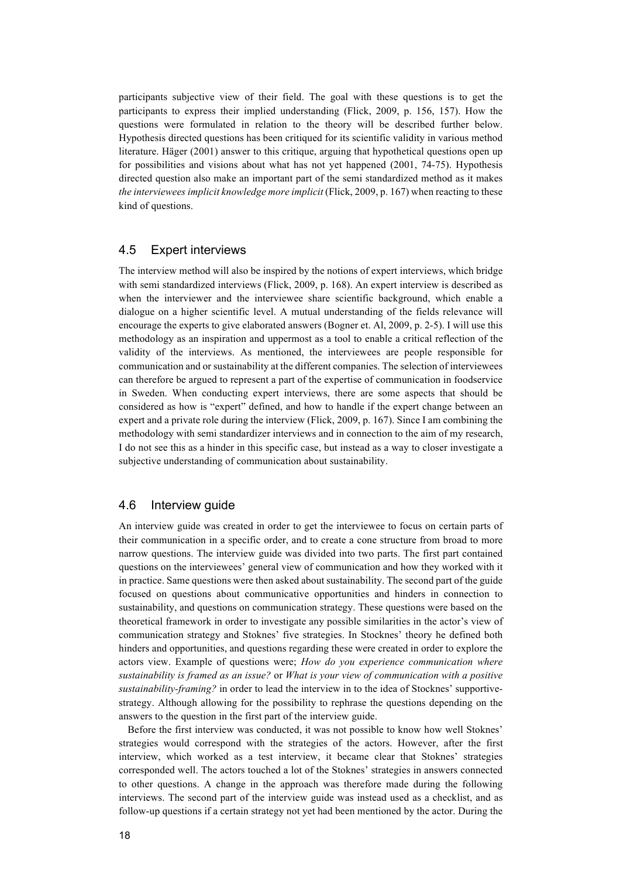participants subjective view of their field. The goal with these questions is to get the participants to express their implied understanding (Flick, 2009, p. 156, 157). How the questions were formulated in relation to the theory will be described further below. Hypothesis directed questions has been critiqued for its scientific validity in various method literature. Häger (2001) answer to this critique, arguing that hypothetical questions open up for possibilities and visions about what has not yet happened (2001, 74-75). Hypothesis directed question also make an important part of the semi standardized method as it makes *the interviewees implicit knowledge more implicit* (Flick, 2009, p. 167) when reacting to these kind of questions.

## 4.5 Expert interviews

The interview method will also be inspired by the notions of expert interviews, which bridge with semi standardized interviews (Flick, 2009, p. 168). An expert interview is described as when the interviewer and the interviewee share scientific background, which enable a dialogue on a higher scientific level. A mutual understanding of the fields relevance will encourage the experts to give elaborated answers (Bogner et. Al, 2009, p. 2-5). I will use this methodology as an inspiration and uppermost as a tool to enable a critical reflection of the validity of the interviews. As mentioned, the interviewees are people responsible for communication and or sustainability at the different companies. The selection of interviewees can therefore be argued to represent a part of the expertise of communication in foodservice in Sweden. When conducting expert interviews, there are some aspects that should be considered as how is "expert" defined, and how to handle if the expert change between an expert and a private role during the interview (Flick, 2009, p. 167). Since I am combining the methodology with semi standardizer interviews and in connection to the aim of my research, I do not see this as a hinder in this specific case, but instead as a way to closer investigate a subjective understanding of communication about sustainability.

## 4.6 Interview guide

An interview guide was created in order to get the interviewee to focus on certain parts of their communication in a specific order, and to create a cone structure from broad to more narrow questions. The interview guide was divided into two parts. The first part contained questions on the interviewees' general view of communication and how they worked with it in practice. Same questions were then asked about sustainability. The second part of the guide focused on questions about communicative opportunities and hinders in connection to sustainability, and questions on communication strategy. These questions were based on the theoretical framework in order to investigate any possible similarities in the actor's view of communication strategy and Stoknes' five strategies. In Stocknes' theory he defined both hinders and opportunities, and questions regarding these were created in order to explore the actors view. Example of questions were; *How do you experience communication where sustainability is framed as an issue?* or *What is your view of communication with a positive sustainability-framing?* in order to lead the interview in to the idea of Stocknes' supportive-strategy. Although allowing for the possibility to rephrase the questions depending on the answers to the question in the first part of the interview guide.

Before the first interview was conducted, it was not possible to know how well Stoknes' strategies would correspond with the strategies of the actors. However, after the first interview, which worked as a test interview, it became clear that Stoknes' strategies corresponded well. The actors touched a lot of the Stoknes' strategies in answers connected to other questions. A change in the approach was therefore made during the following interviews. The second part of the interview guide was instead used as a checklist, and as follow-up questions if a certain strategy not yet had been mentioned by the actor. During the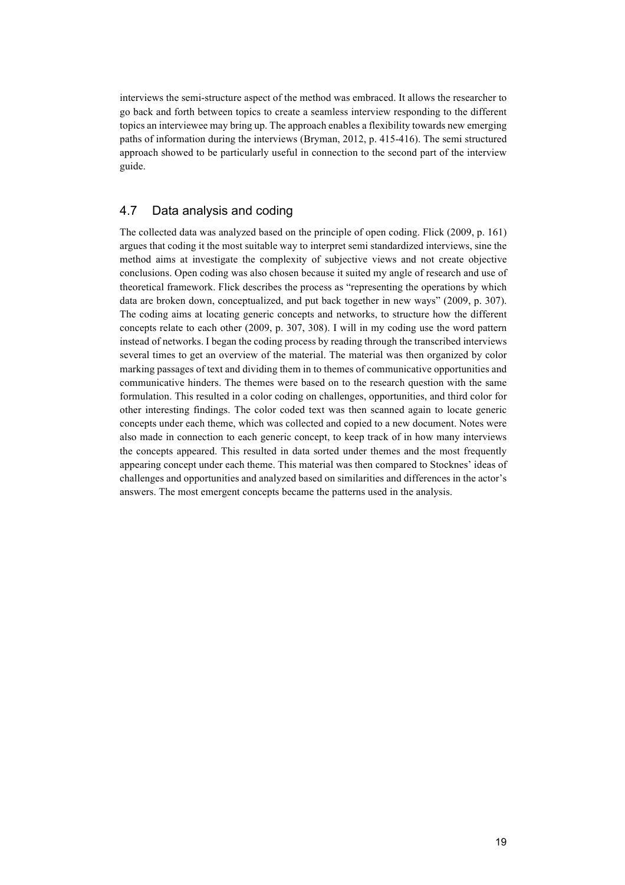interviews the semi-structure aspect of the method was embraced. It allows the researcher to go back and forth between topics to create a seamless interview responding to the different topics an interviewee may bring up. The approach enables a flexibility towards new emerging paths of information during the interviews (Bryman, 2012, p. 415-416). The semi structured approach showed to be particularly useful in connection to the second part of the interview guide.

## 4.7 Data analysis and coding

The collected data was analyzed based on the principle of open coding. Flick (2009, p. 161) argues that coding it the most suitable way to interpret semi standardized interviews, sine the method aims at investigate the complexity of subjective views and not create objective conclusions. Open coding was also chosen because it suited my angle of research and use of theoretical framework. Flick describes the process as "representing the operations by which data are broken down, conceptualized, and put back together in new ways" (2009, p. 307). The coding aims at locating generic concepts and networks, to structure how the different concepts relate to each other (2009, p. 307, 308). I will in my coding use the word pattern instead of networks. I began the coding process by reading through the transcribed interviews several times to get an overview of the material. The material was then organized by color marking passages of text and dividing them in to themes of communicative opportunities and communicative hinders. The themes were based on to the research question with the same formulation. This resulted in a color coding on challenges, opportunities, and third color for other interesting findings. The color coded text was then scanned again to locate generic concepts under each theme, which was collected and copied to a new document. Notes were also made in connection to each generic concept, to keep track of in how many interviews the concepts appeared. This resulted in data sorted under themes and the most frequently appearing concept under each theme. This material was then compared to Stocknes' ideas of challenges and opportunities and analyzed based on similarities and differences in the actor's answers. The most emergent concepts became the patterns used in the analysis.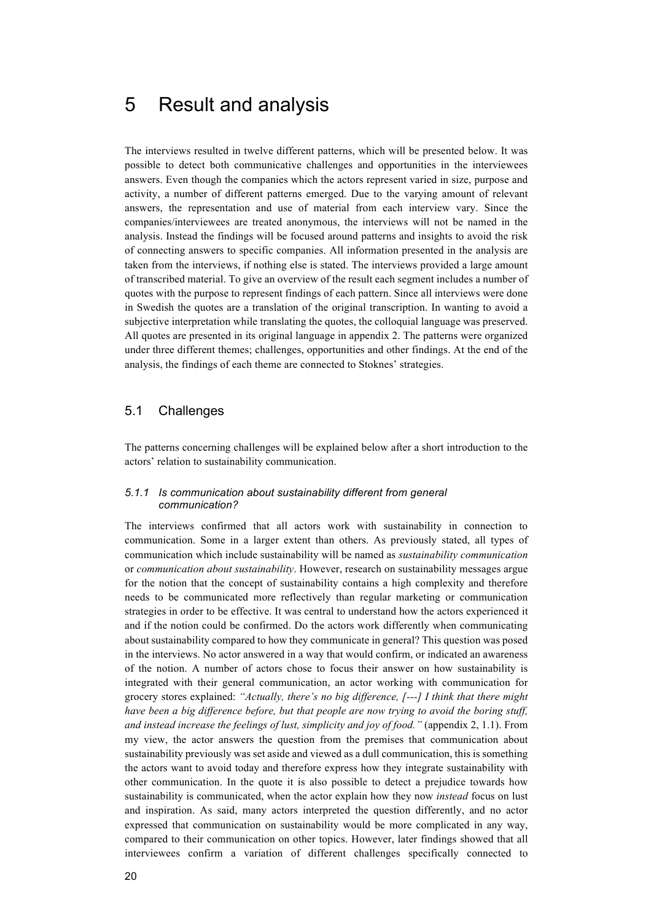# 5 Result and analysis

The interviews resulted in twelve different patterns, which will be presented below. It was possible to detect both communicative challenges and opportunities in the interviewees answers. Even though the companies which the actors represent varied in size, purpose and activity, a number of different patterns emerged. Due to the varying amount of relevant answers, the representation and use of material from each interview vary. Since the companies/interviewees are treated anonymous, the interviews will not be named in the analysis. Instead the findings will be focused around patterns and insights to avoid the risk of connecting answers to specific companies. All information presented in the analysis are taken from the interviews, if nothing else is stated. The interviews provided a large amount of transcribed material. To give an overview of the result each segment includes a number of quotes with the purpose to represent findings of each pattern. Since all interviews were done in Swedish the quotes are a translation of the original transcription. In wanting to avoid a subjective interpretation while translating the quotes, the colloquial language was preserved. All quotes are presented in its original language in appendix 2. The patterns were organized under three different themes; challenges, opportunities and other findings. At the end of the analysis, the findings of each theme are connected to Stoknes' strategies.

## 5.1 Challenges

The patterns concerning challenges will be explained below after a short introduction to the actors' relation to sustainability communication.

### 5.1.1 Is communication about sustainability different from general communication?

The interviews confirmed that all actors work with sustainability in connection to communication. Some in a larger extent than others. As previously stated, all types of communication which include sustainability will be named as *sustainability communication* or *communication about sustainability*. However, research on sustainability messages argue for the notion that the concept of sustainability contains a high complexity and therefore needs to be communicated more reflectively than regular marketing or communication strategies in order to be effective. It was central to understand how the actors experienced it and if the notion could be confirmed. Do the actors work differently when communicating about sustainability compared to how they communicate in general? This question was posed in the interviews. No actor answered in a way that would confirm, or indicated an awareness of the notion. A number of actors chose to focus their answer on how sustainability is integrated with their general communication, an actor working with communication for grocery stores explained: *"Actually, there's no big difference, [---] I think that there might have been a big difference before, but that people are now trying to avoid the boring stuff, and instead increase the feelings of lust, simplicity and joy of food."* (appendix 2, 1.1). From my view, the actor answers the question from the premises that communication about sustainability previously was set aside and viewed as a dull communication, this is something the actors want to avoid today and therefore express how they integrate sustainability with other communication. In the quote it is also possible to detect a prejudice towards how sustainability is communicated, when the actor explain how they now *instead* focus on lust and inspiration. As said, many actors interpreted the question differently, and no actor expressed that communication on sustainability would be more complicated in any way, compared to their communication on other topics. However, later findings showed that all interviewees confirm a variation of different challenges specifically connected to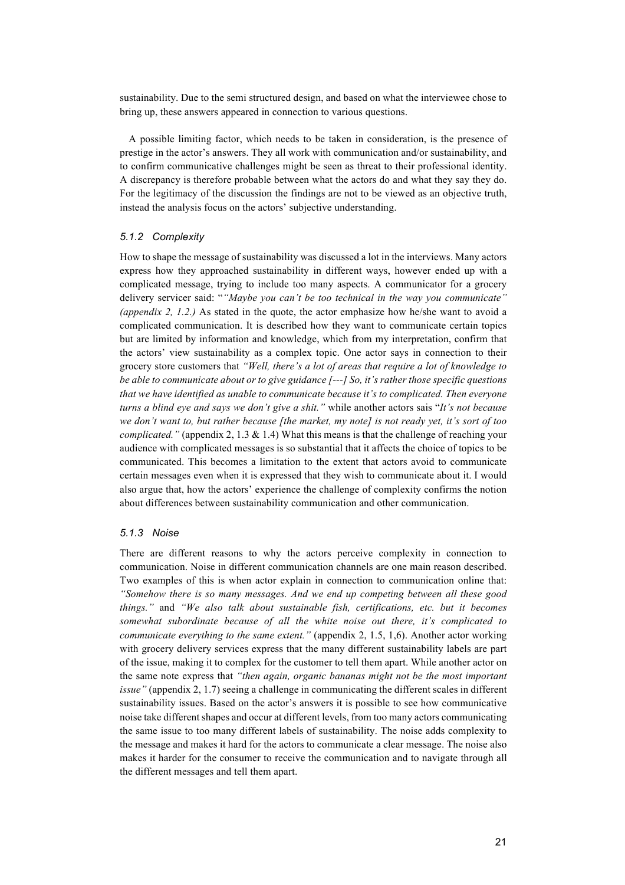sustainability. Due to the semi structured design, and based on what the interviewee chose to bring up, these answers appeared in connection to various questions.

A possible limiting factor, which needs to be taken in consideration, is the presence of prestige in the actor's answers. They all work with communication and/or sustainability, and to confirm communicative challenges might be seen as threat to their professional identity. A discrepancy is therefore probable between what the actors do and what they say they do. For the legitimacy of the discussion the findings are not to be viewed as an objective truth, instead the analysis focus on the actors' subjective understanding.

### *5.1.2 Complexity*

How to shape the message of sustainability was discussed a lot in the interviews. Many actors express how they approached sustainability in different ways, however ended up with a complicated message, trying to include too many aspects. A communicator for a grocery delivery servicer said: "*"Maybe you can't be too technical in the way you communicate" (appendix 2, 1.2.)* As stated in the quote, the actor emphasize how he/she want to avoid a complicated communication. It is described how they want to communicate certain topics but are limited by information and knowledge, which from my interpretation, confirm that the actors' view sustainability as a complex topic. One actor says in connection to their grocery store customers that *"Well, there's a lot of areas that require a lot of knowledge to be able to communicate about or to give guidance [---] So, it's rather those specific questions that we have identified as unable to communicate because it's to complicated. Then everyone turns a blind eye and says we don't give a shit."* while another actors sais "*It's not because we don't want to, but rather because [the market, my note] is not ready yet, it's sort of too complicated."* (appendix 2, 1.3 & 1.4) What this means is that the challenge of reaching your audience with complicated messages is so substantial that it affects the choice of topics to be communicated. This becomes a limitation to the extent that actors avoid to communicate certain messages even when it is expressed that they wish to communicate about it. I would also argue that, how the actors' experience the challenge of complexity confirms the notion about differences between sustainability communication and other communication.

### *5.1.3 Noise*

There are different reasons to why the actors perceive complexity in connection to communication. Noise in different communication channels are one main reason described. Two examples of this is when actor explain in connection to communication online that: *"Somehow there is so many messages. And we end up competing between all these good things."* and *"We also talk about sustainable fish, certifications, etc. but it becomes somewhat subordinate because of all the white noise out there, it's complicated to communicate everything to the same extent."* (appendix 2, 1.5, 1,6). Another actor working with grocery delivery services express that the many different sustainability labels are part of the issue, making it to complex for the customer to tell them apart. While another actor on the same note express that *"then again, organic bananas might not be the most important issue"* (appendix 2, 1.7) seeing a challenge in communicating the different scales in different sustainability issues. Based on the actor's answers it is possible to see how communicative noise take different shapes and occur at different levels, from too many actors communicating the same issue to too many different labels of sustainability. The noise adds complexity to the message and makes it hard for the actors to communicate a clear message. The noise also makes it harder for the consumer to receive the communication and to navigate through all the different messages and tell them apart.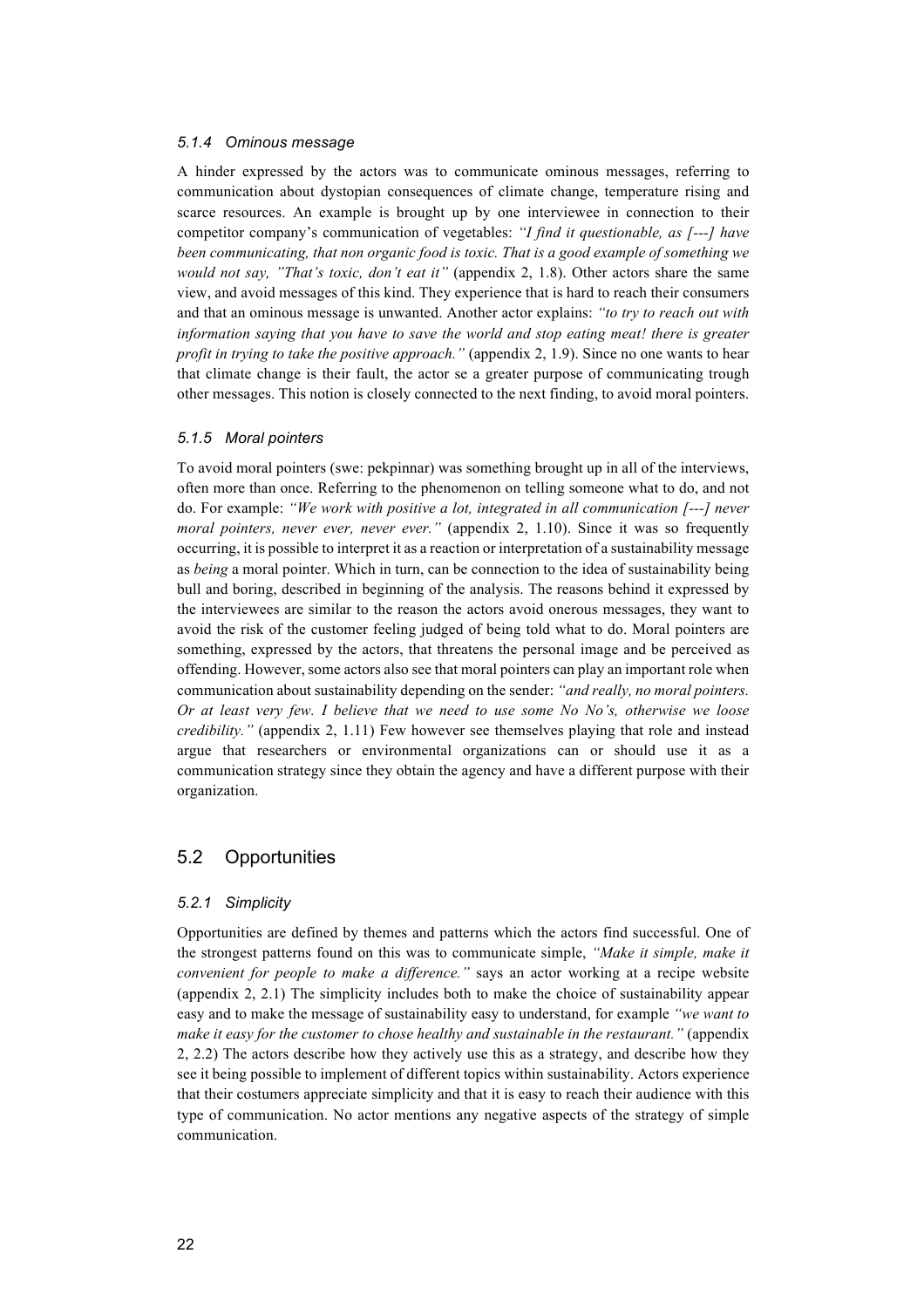#### 5.1.4 Ominous message

A hinder expressed by the actors was to communicate ominous messages, referring to communication about dystopian consequences of climate change, temperature rising and scarce resources. An example is brought up by one interviewee in connection to their competitor company's communication of vegetables: *"I find it questionable, as [---] have been communicating, that non organic food is toxic. That is a good example of something we would not say, "That's toxic, don't eat it"* (appendix 2, 1.8). Other actors share the same view, and avoid messages of this kind. They experience that is hard to reach their consumers and that an ominous message is unwanted. Another actor explains: *"to try to reach out with information saying that you have to save the world and stop eating meat! there is greater profit in trying to take the positive approach."* (appendix 2, 1.9). Since no one wants to hear that climate change is their fault, the actor se a greater purpose of communicating trough other messages. This notion is closely connected to the next finding, to avoid moral pointers.

#### 5.1.5 Moral pointers

To avoid moral pointers (swe: pekpinnar) was something brought up in all of the interviews, often more than once. Referring to the phenomenon on telling someone what to do, and not do. For example: *"We work with positive a lot, integrated in all communication [---] never moral pointers, never ever, never ever."* (appendix 2, 1.10). Since it was so frequently occurring, it is possible to interpret it as a reaction or interpretation of a sustainability message as *being* a moral pointer. Which in turn, can be connection to the idea of sustainability being bull and boring, described in beginning of the analysis. The reasons behind it expressed by the interviewees are similar to the reason the actors avoid onerous messages, they want to avoid the risk of the customer feeling judged of being told what to do. Moral pointers are something, expressed by the actors, that threatens the personal image and be perceived as offending. However, some actors also see that moral pointers can play an important role when communication about sustainability depending on the sender: *"and really, no moral pointers. Or at least very few. I believe that we need to use some No No's, otherwise we loose credibility."* (appendix 2, 1.11) Few however see themselves playing that role and instead argue that researchers or environmental organizations can or should use it as a communication strategy since they obtain the agency and have a different purpose with their organization.

### 5.2 Opportunities

#### 5.2.1 Simplicity

Opportunities are defined by themes and patterns which the actors find successful. One of the strongest patterns found on this was to communicate simple, *"Make it simple, make it convenient for people to make a difference."* says an actor working at a recipe website (appendix 2, 2.1) The simplicity includes both to make the choice of sustainability appear easy and to make the message of sustainability easy to understand, for example *"we want to make it easy for the customer to chose healthy and sustainable in the restaurant."* (appendix 2, 2.2) The actors describe how they actively use this as a strategy, and describe how they see it being possible to implement of different topics within sustainability. Actors experience that their costumers appreciate simplicity and that it is easy to reach their audience with this type of communication. No actor mentions any negative aspects of the strategy of simple communication.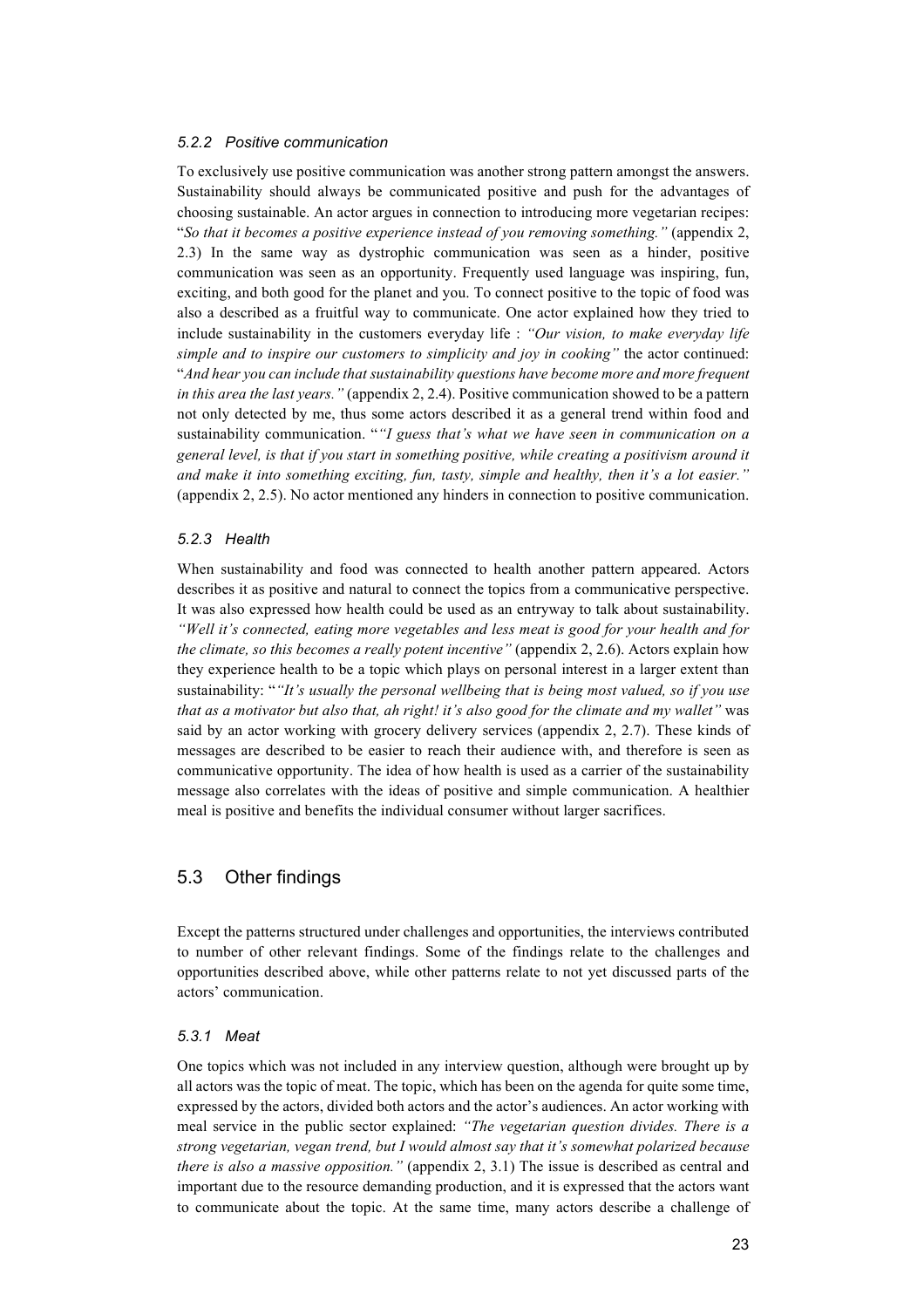#### 5.2.2 Positive communication

To exclusively use positive communication was another strong pattern amongst the answers. Sustainability should always be communicated positive and push for the advantages of choosing sustainable. An actor argues in connection to introducing more vegetarian recipes: "*So that it becomes a positive experience instead of you removing something."* (appendix 2, 2.3) In the same way as dystrophic communication was seen as a hinder, positive communication was seen as an opportunity. Frequently used language was inspiring, fun, exciting, and both good for the planet and you. To connect positive to the topic of food was also a described as a fruitful way to communicate. One actor explained how they tried to include sustainability in the customers everyday life : *"Our vision, to make everyday life simple and to inspire our customers to simplicity and joy in cooking"* the actor continued: "*And hear you can include that sustainability questions have become more and more frequent in this area the last years."* (appendix 2, 2.4). Positive communication showed to be a pattern not only detected by me, thus some actors described it as a general trend within food and sustainability communication. "*"I guess that's what we have seen in communication on a general level, is that if you start in something positive, while creating a positivism around it and make it into something exciting, fun, tasty, simple and healthy, then it's a lot easier."* (appendix 2, 2.5). No actor mentioned any hinders in connection to positive communication.

#### 5.2.3 Health

When sustainability and food was connected to health another pattern appeared. Actors describes it as positive and natural to connect the topics from a communicative perspective. It was also expressed how health could be used as an entryway to talk about sustainability. *"Well it's connected, eating more vegetables and less meat is good for your health and for the climate, so this becomes a really potent incentive"* (appendix 2, 2.6). Actors explain how they experience health to be a topic which plays on personal interest in a larger extent than sustainability: "*"It's usually the personal wellbeing that is being most valued, so if you use that as a motivator but also that, ah right! it's also good for the climate and my wallet"* was said by an actor working with grocery delivery services (appendix 2, 2.7). These kinds of messages are described to be easier to reach their audience with, and therefore is seen as communicative opportunity. The idea of how health is used as a carrier of the sustainability message also correlates with the ideas of positive and simple communication. A healthier meal is positive and benefits the individual consumer without larger sacrifices.

### 5.3 Other findings

Except the patterns structured under challenges and opportunities, the interviews contributed to number of other relevant findings. Some of the findings relate to the challenges and opportunities described above, while other patterns relate to not yet discussed parts of the actors' communication.

#### 5.3.1 Meat

One topics which was not included in any interview question, although were brought up by all actors was the topic of meat. The topic, which has been on the agenda for quite some time, expressed by the actors, divided both actors and the actor's audiences. An actor working with meal service in the public sector explained: *"The vegetarian question divides. There is a strong vegetarian, vegan trend, but I would almost say that it's somewhat polarized because there is also a massive opposition."* (appendix 2, 3.1) The issue is described as central and important due to the resource demanding production, and it is expressed that the actors want to communicate about the topic. At the same time, many actors describe a challenge of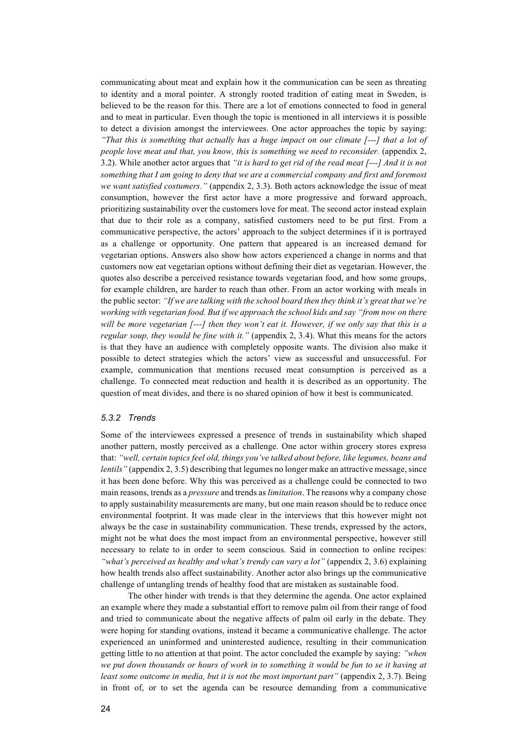communicating about meat and explain how it the communication can be seen as threating to identity and a moral pointer. A strongly rooted tradition of eating meat in Sweden, is believed to be the reason for this. There are a lot of emotions connected to food in general and to meat in particular. Even though the topic is mentioned in all interviews it is possible to detect a division amongst the interviewees. One actor approaches the topic by saying: *"That this is something that actually has a huge impact on our climate [---] that a lot of people love meat and that, you know, this is something we need to reconsider.* (appendix 2, 3.2). While another actor argues that *"it is hard to get rid of the read meat [---] And it is not something that I am going to deny that we are a commercial company and first and foremost we want satisfied costumers."* (appendix 2, 3.3). Both actors acknowledge the issue of meat consumption, however the first actor have a more progressive and forward approach, prioritizing sustainability over the customers love for meat. The second actor instead explain that due to their role as a company, satisfied customers need to be put first. From a communicative perspective, the actors' approach to the subject determines if it is portrayed as a challenge or opportunity. One pattern that appeared is an increased demand for vegetarian options. Answers also show how actors experienced a change in norms and that customers now eat vegetarian options without defining their diet as vegetarian. However, the quotes also describe a perceived resistance towards vegetarian food, and how some groups, for example children, are harder to reach than other. From an actor working with meals in the public sector: *"If we are talking with the school board then they think it's great that we're working with vegetarian food. But if we approach the school kids and say "from now on there will be more vegetarian [---] then they won't eat it. However, if we only say that this is a regular soup, they would be fine with it."* (appendix 2, 3.4). What this means for the actors is that they have an audience with completely opposite wants. The division also make it possible to detect strategies which the actors' view as successful and unsuccessful. For example, communication that mentions recused meat consumption is perceived as a challenge. To connected meat reduction and health it is described as an opportunity. The question of meat divides, and there is no shared opinion of how it best is communicated.

### *5.3.2 Trends*

Some of the interviewees expressed a presence of trends in sustainability which shaped another pattern, mostly perceived as a challenge. One actor within grocery stores express that: *"well, certain topics feel old, things you've talked about before, like legumes, beans and lentils"* (appendix 2, 3.5) describing that legumes no longer make an attractive message, since it has been done before. Why this was perceived as a challenge could be connected to two main reasons, trends as a *pressure* and trends as *limitation*. The reasons why a company chose to apply sustainability measurements are many, but one main reason should be to reduce once environmental footprint. It was made clear in the interviews that this however might not always be the case in sustainability communication. These trends, expressed by the actors, might not be what does the most impact from an environmental perspective, however still necessary to relate to in order to seem conscious. Said in connection to online recipes: *"what's perceived as healthy and what's trendy can vary a lot"* (appendix 2, 3.6) explaining how health trends also affect sustainability. Another actor also brings up the communicative challenge of untangling trends of healthy food that are mistaken as sustainable food.

The other hinder with trends is that they determine the agenda. One actor explained an example where they made a substantial effort to remove palm oil from their range of food and tried to communicate about the negative affects of palm oil early in the debate. They were hoping for standing ovations, instead it became a communicative challenge. The actor experienced an uninformed and uninterested audience, resulting in their communication getting little to no attention at that point. The actor concluded the example by saying: *"when we put down thousands or hours of work in to something it would be fun to se it having at least some outcome in media, but it is not the most important part"* (appendix 2, 3.7). Being in front of, or to set the agenda can be resource demanding from a communicative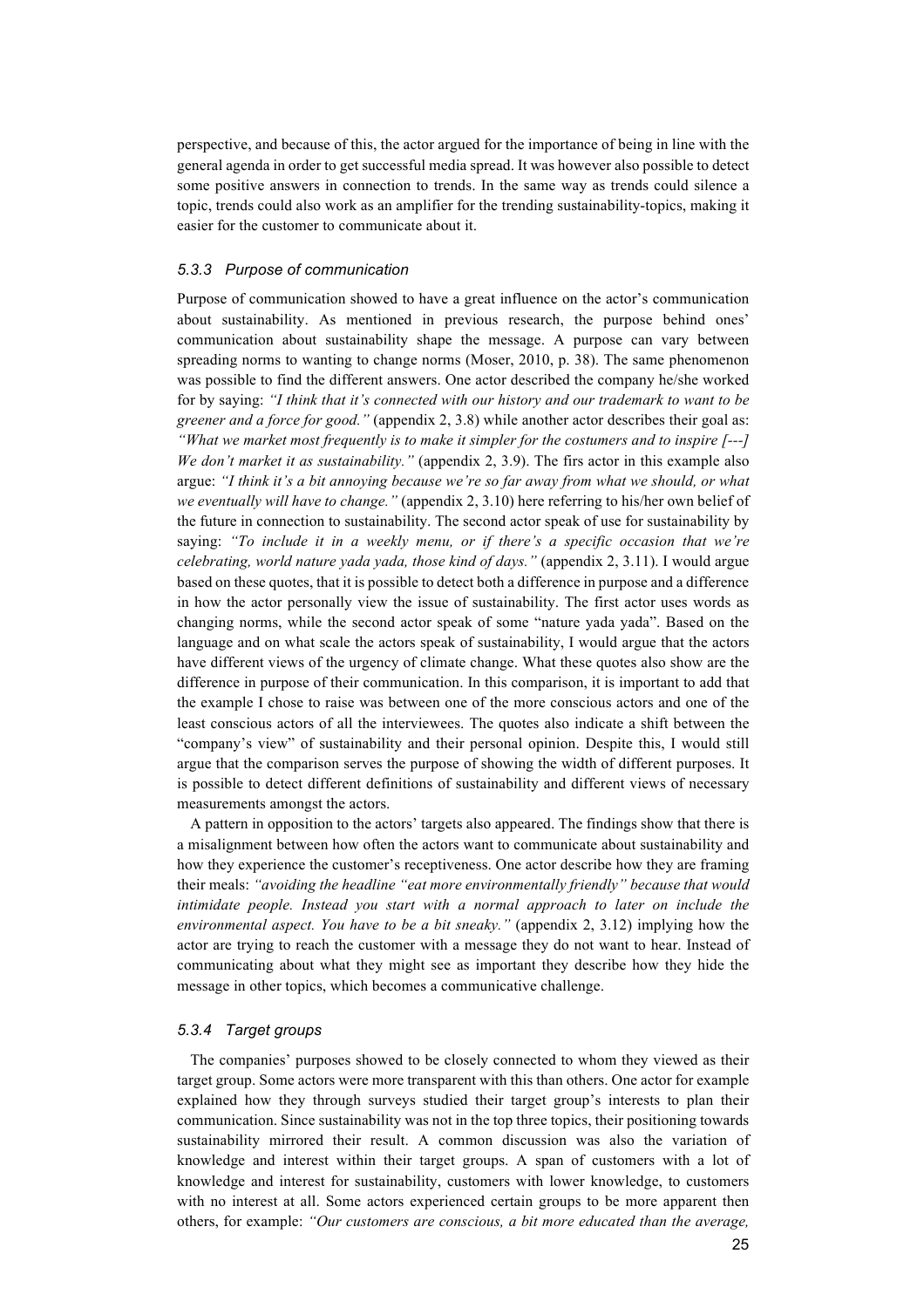perspective, and because of this, the actor argued for the importance of being in line with the general agenda in order to get successful media spread. It was however also possible to detect some positive answers in connection to trends. In the same way as trends could silence a topic, trends could also work as an amplifier for the trending sustainability-topics, making it easier for the customer to communicate about it.

#### *5.3.3 Purpose of communication*

Purpose of communication showed to have a great influence on the actor's communication about sustainability. As mentioned in previous research, the purpose behind ones' communication about sustainability shape the message. A purpose can vary between spreading norms to wanting to change norms (Moser, 2010, p. 38). The same phenomenon was possible to find the different answers. One actor described the company he/she worked for by saying: *"I think that it's connected with our history and our trademark to want to be greener and a force for good."* (appendix 2, 3.8) while another actor describes their goal as: *"What we market most frequently is to make it simpler for the costumers and to inspire [---] We don't market it as sustainability."* (appendix 2, 3.9). The firs actor in this example also argue: *"I think it's a bit annoying because we're so far away from what we should, or what we eventually will have to change."* (appendix 2, 3.10) here referring to his/her own belief of the future in connection to sustainability. The second actor speak of use for sustainability by saying: *"To include it in a weekly menu, or if there's a specific occasion that we're celebrating, world nature yada yada, those kind of days."* (appendix 2, 3.11). I would argue based on these quotes, that it is possible to detect both a difference in purpose and a difference in how the actor personally view the issue of sustainability. The first actor uses words as changing norms, while the second actor speak of some "nature yada yada". Based on the language and on what scale the actors speak of sustainability, I would argue that the actors have different views of the urgency of climate change. What these quotes also show are the difference in purpose of their communication. In this comparison, it is important to add that the example I chose to raise was between one of the more conscious actors and one of the least conscious actors of all the interviewees. The quotes also indicate a shift between the "company's view" of sustainability and their personal opinion. Despite this, I would still argue that the comparison serves the purpose of showing the width of different purposes. It is possible to detect different definitions of sustainability and different views of necessary measurements amongst the actors.

A pattern in opposition to the actors' targets also appeared. The findings show that there is a misalignment between how often the actors want to communicate about sustainability and how they experience the customer's receptiveness. One actor describe how they are framing their meals: *"avoiding the headline "eat more environmentally friendly" because that would intimidate people. Instead you start with a normal approach to later on include the environmental aspect. You have to be a bit sneaky."* (appendix 2, 3.12) implying how the actor are trying to reach the customer with a message they do not want to hear. Instead of communicating about what they might see as important they describe how they hide the message in other topics, which becomes a communicative challenge.

#### *5.3.4 Target groups*

The companies' purposes showed to be closely connected to whom they viewed as their target group. Some actors were more transparent with this than others. One actor for example explained how they through surveys studied their target group's interests to plan their communication. Since sustainability was not in the top three topics, their positioning towards sustainability mirrored their result. A common discussion was also the variation of knowledge and interest within their target groups. A span of customers with a lot of knowledge and interest for sustainability, customers with lower knowledge, to customers with no interest at all. Some actors experienced certain groups to be more apparent then others, for example: *"Our customers are conscious, a bit more educated than the average,*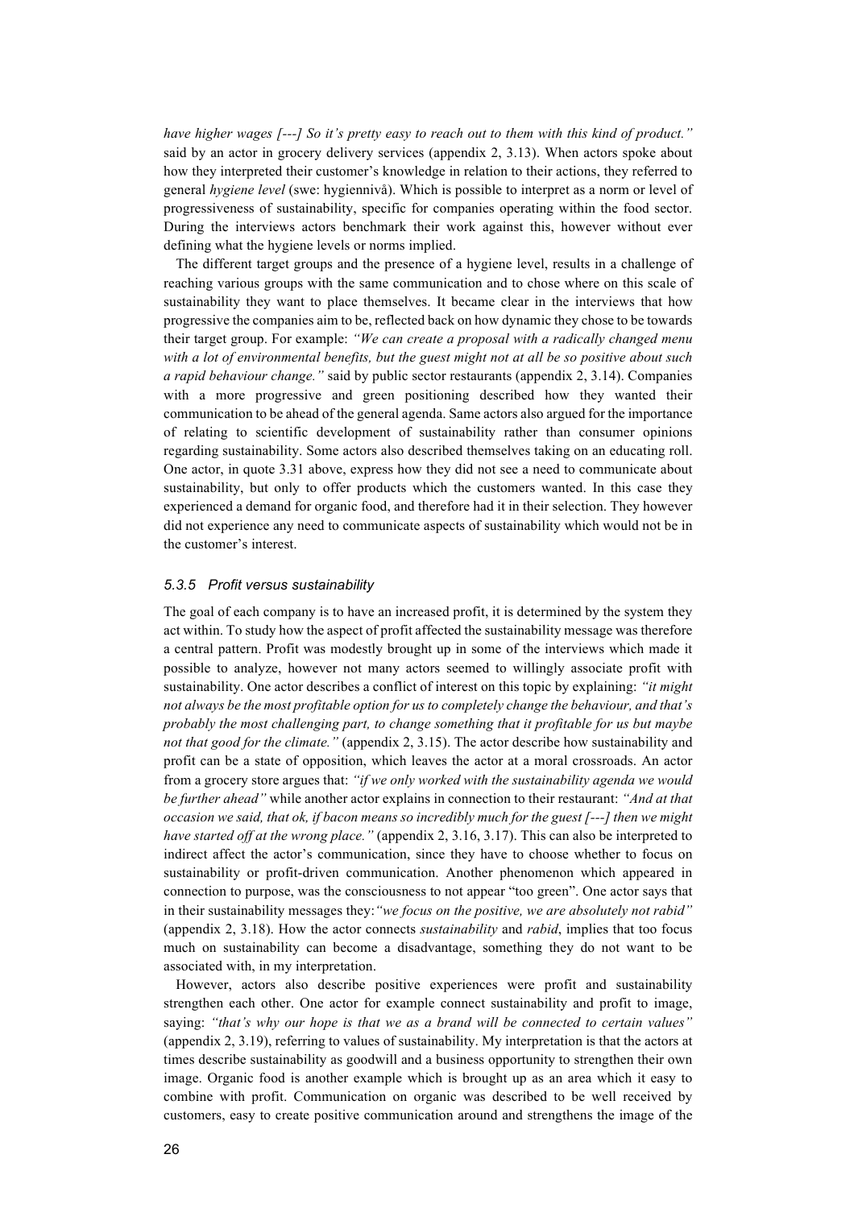*have higher wages [---] So it's pretty easy to reach out to them with this kind of product."* said by an actor in grocery delivery services (appendix 2, 3.13). When actors spoke about how they interpreted their customer's knowledge in relation to their actions, they referred to general *hygiene level* (swe: hygiennivå). Which is possible to interpret as a norm or level of progressiveness of sustainability, specific for companies operating within the food sector. During the interviews actors benchmark their work against this, however without ever defining what the hygiene levels or norms implied.

The different target groups and the presence of a hygiene level, results in a challenge of reaching various groups with the same communication and to chose where on this scale of sustainability they want to place themselves. It became clear in the interviews that how progressive the companies aim to be, reflected back on how dynamic they chose to be towards their target group. For example: *"We can create a proposal with a radically changed menu with a lot of environmental benefits, but the guest might not at all be so positive about such a rapid behaviour change."* said by public sector restaurants (appendix 2, 3.14). Companies with a more progressive and green positioning described how they wanted their communication to be ahead of the general agenda. Same actors also argued for the importance of relating to scientific development of sustainability rather than consumer opinions regarding sustainability. Some actors also described themselves taking on an educating roll. One actor, in quote 3.31 above, express how they did not see a need to communicate about sustainability, but only to offer products which the customers wanted. In this case they experienced a demand for organic food, and therefore had it in their selection. They however did not experience any need to communicate aspects of sustainability which would not be in the customer's interest.

### *5.3.5 Profit versus sustainability*

The goal of each company is to have an increased profit, it is determined by the system they act within. To study how the aspect of profit affected the sustainability message was therefore a central pattern. Profit was modestly brought up in some of the interviews which made it possible to analyze, however not many actors seemed to willingly associate profit with sustainability. One actor describes a conflict of interest on this topic by explaining: *"it might not always be the most profitable option for us to completely change the behaviour, and that's probably the most challenging part, to change something that it profitable for us but maybe not that good for the climate."* (appendix 2, 3.15). The actor describe how sustainability and profit can be a state of opposition, which leaves the actor at a moral crossroads. An actor from a grocery store argues that: *"if we only worked with the sustainability agenda we would be further ahead"* while another actor explains in connection to their restaurant: *"And at that occasion we said, that ok, if bacon means so incredibly much for the guest [---] then we might have started off at the wrong place."* (appendix 2, 3.16, 3.17). This can also be interpreted to indirect affect the actor's communication, since they have to choose whether to focus on sustainability or profit-driven communication. Another phenomenon which appeared in connection to purpose, was the consciousness to not appear "too green". One actor says that in their sustainability messages they:*"we focus on the positive, we are absolutely not rabid"* (appendix 2, 3.18). How the actor connects *sustainability* and *rabid*, implies that too focus much on sustainability can become a disadvantage, something they do not want to be associated with, in my interpretation.

However, actors also describe positive experiences were profit and sustainability strengthen each other. One actor for example connect sustainability and profit to image, saying: *"that's why our hope is that we as a brand will be connected to certain values"* (appendix 2, 3.19), referring to values of sustainability. My interpretation is that the actors at times describe sustainability as goodwill and a business opportunity to strengthen their own image. Organic food is another example which is brought up as an area which it easy to combine with profit. Communication on organic was described to be well received by customers, easy to create positive communication around and strengthens the image of the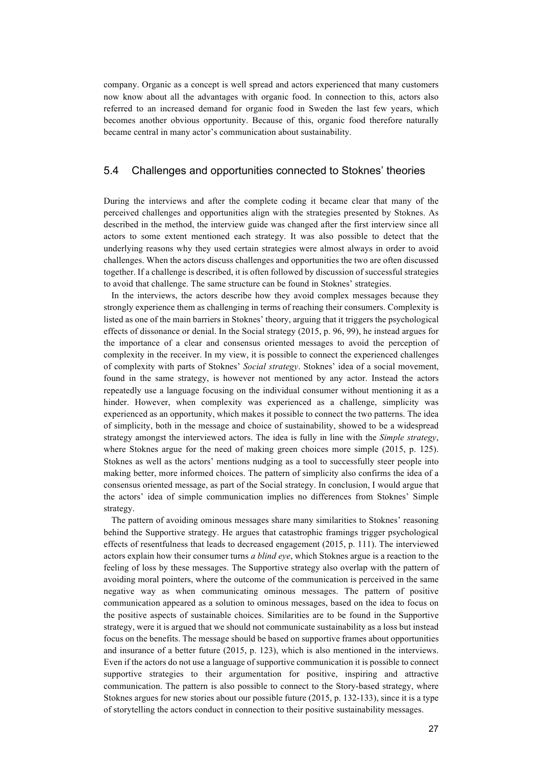company. Organic as a concept is well spread and actors experienced that many customers now know about all the advantages with organic food. In connection to this, actors also referred to an increased demand for organic food in Sweden the last few years, which becomes another obvious opportunity. Because of this, organic food therefore naturally became central in many actor's communication about sustainability.

## 5.4 Challenges and opportunities connected to Stoknes' theories

During the interviews and after the complete coding it became clear that many of the perceived challenges and opportunities align with the strategies presented by Stoknes. As described in the method, the interview guide was changed after the first interview since all actors to some extent mentioned each strategy. It was also possible to detect that the underlying reasons why they used certain strategies were almost always in order to avoid challenges. When the actors discuss challenges and opportunities the two are often discussed together. If a challenge is described, it is often followed by discussion of successful strategies to avoid that challenge. The same structure can be found in Stoknes' strategies.

In the interviews, the actors describe how they avoid complex messages because they strongly experience them as challenging in terms of reaching their consumers. Complexity is listed as one of the main barriers in Stoknes' theory, arguing that it triggers the psychological effects of dissonance or denial. In the Social strategy (2015, p. 96, 99), he instead argues for the importance of a clear and consensus oriented messages to avoid the perception of complexity in the receiver. In my view, it is possible to connect the experienced challenges of complexity with parts of Stoknes' *Social strategy*. Stoknes' idea of a social movement, found in the same strategy, is however not mentioned by any actor. Instead the actors repeatedly use a language focusing on the individual consumer without mentioning it as a hinder. However, when complexity was experienced as a challenge, simplicity was experienced as an opportunity, which makes it possible to connect the two patterns. The idea of simplicity, both in the message and choice of sustainability, showed to be a widespread strategy amongst the interviewed actors. The idea is fully in line with the *Simple strategy*, where Stoknes argue for the need of making green choices more simple (2015, p. 125). Stoknes as well as the actors' mentions nudging as a tool to successfully steer people into making better, more informed choices. The pattern of simplicity also confirms the idea of a consensus oriented message, as part of the Social strategy. In conclusion, I would argue that the actors' idea of simple communication implies no differences from Stoknes' Simple strategy.

The pattern of avoiding ominous messages share many similarities to Stoknes' reasoning behind the Supportive strategy. He argues that catastrophic framings trigger psychological effects of resentfulness that leads to decreased engagement (2015, p. 111). The interviewed actors explain how their consumer turns *a blind eye*, which Stoknes argue is a reaction to the feeling of loss by these messages. The Supportive strategy also overlap with the pattern of avoiding moral pointers, where the outcome of the communication is perceived in the same negative way as when communicating ominous messages. The pattern of positive communication appeared as a solution to ominous messages, based on the idea to focus on the positive aspects of sustainable choices. Similarities are to be found in the Supportive strategy, were it is argued that we should not communicate sustainability as a loss but instead focus on the benefits. The message should be based on supportive frames about opportunities and insurance of a better future (2015, p. 123), which is also mentioned in the interviews. Even if the actors do not use a language of supportive communication it is possible to connect supportive strategies to their argumentation for positive, inspiring and attractive communication. The pattern is also possible to connect to the Story-based strategy, where Stoknes argues for new stories about our possible future (2015, p. 132-133), since it is a type of storytelling the actors conduct in connection to their positive sustainability messages.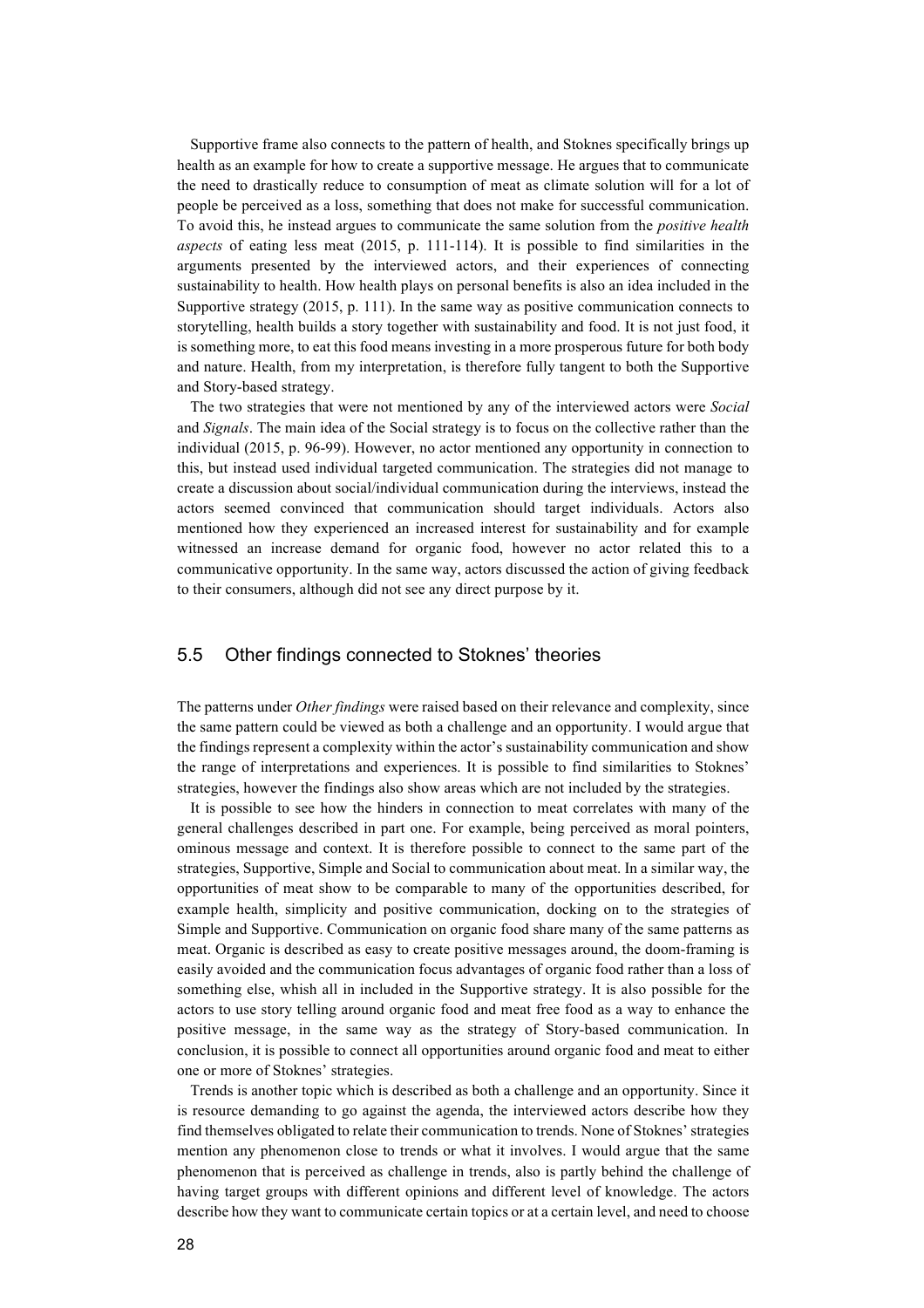Supportive frame also connects to the pattern of health, and Stoknes specifically brings up health as an example for how to create a supportive message. He argues that to communicate the need to drastically reduce to consumption of meat as climate solution will for a lot of people be perceived as a loss, something that does not make for successful communication. To avoid this, he instead argues to communicate the same solution from the *positive health aspects* of eating less meat (2015, p. 111-114). It is possible to find similarities in the arguments presented by the interviewed actors, and their experiences of connecting sustainability to health. How health plays on personal benefits is also an idea included in the Supportive strategy (2015, p. 111). In the same way as positive communication connects to storytelling, health builds a story together with sustainability and food. It is not just food, it is something more, to eat this food means investing in a more prosperous future for both body and nature. Health, from my interpretation, is therefore fully tangent to both the Supportive and Story-based strategy.

The two strategies that were not mentioned by any of the interviewed actors were *Social* and *Signals*. The main idea of the Social strategy is to focus on the collective rather than the individual (2015, p. 96-99). However, no actor mentioned any opportunity in connection to this, but instead used individual targeted communication. The strategies did not manage to create a discussion about social/individual communication during the interviews, instead the actors seemed convinced that communication should target individuals. Actors also mentioned how they experienced an increased interest for sustainability and for example witnessed an increase demand for organic food, however no actor related this to a communicative opportunity. In the same way, actors discussed the action of giving feedback to their consumers, although did not see any direct purpose by it.

## 5.5 Other findings connected to Stoknes' theories

The patterns under *Other findings* were raised based on their relevance and complexity, since the same pattern could be viewed as both a challenge and an opportunity. I would argue that the findings represent a complexity within the actor's sustainability communication and show the range of interpretations and experiences. It is possible to find similarities to Stoknes' strategies, however the findings also show areas which are not included by the strategies.

It is possible to see how the hinders in connection to meat correlates with many of the general challenges described in part one. For example, being perceived as moral pointers, ominous message and context. It is therefore possible to connect to the same part of the strategies, Supportive, Simple and Social to communication about meat. In a similar way, the opportunities of meat show to be comparable to many of the opportunities described, for example health, simplicity and positive communication, docking on to the strategies of Simple and Supportive. Communication on organic food share many of the same patterns as meat. Organic is described as easy to create positive messages around, the doom-framing is easily avoided and the communication focus advantages of organic food rather than a loss of something else, whish all in included in the Supportive strategy. It is also possible for the actors to use story telling around organic food and meat free food as a way to enhance the positive message, in the same way as the strategy of Story-based communication. In conclusion, it is possible to connect all opportunities around organic food and meat to either one or more of Stoknes' strategies.

Trends is another topic which is described as both a challenge and an opportunity. Since it is resource demanding to go against the agenda, the interviewed actors describe how they find themselves obligated to relate their communication to trends. None of Stoknes' strategies mention any phenomenon close to trends or what it involves. I would argue that the same phenomenon that is perceived as challenge in trends, also is partly behind the challenge of having target groups with different opinions and different level of knowledge. The actors describe how they want to communicate certain topics or at a certain level, and need to choose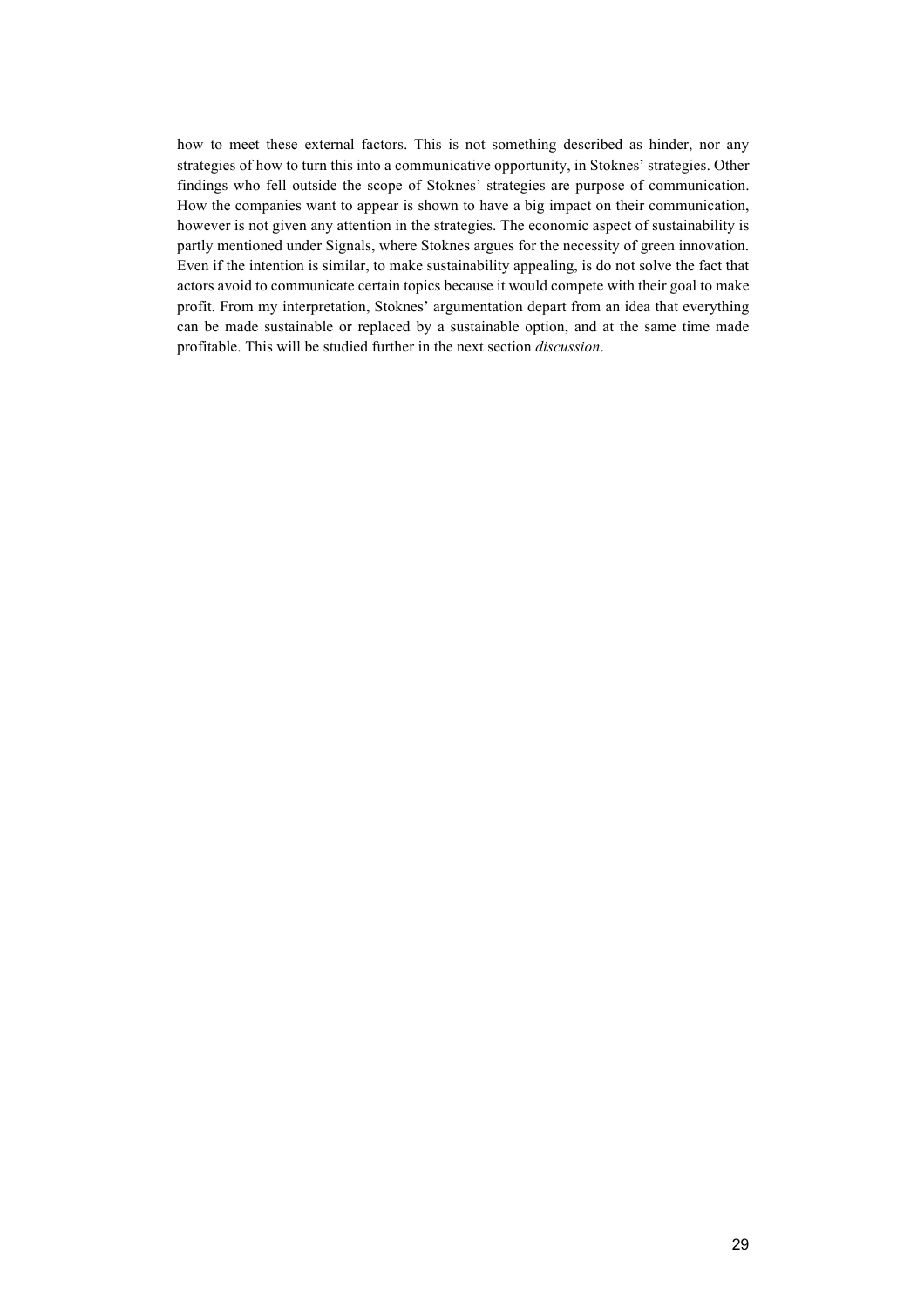how to meet these external factors. This is not something described as hinder, nor any strategies of how to turn this into a communicative opportunity, in Stoknes' strategies. Other findings who fell outside the scope of Stoknes' strategies are purpose of communication. How the companies want to appear is shown to have a big impact on their communication, however is not given any attention in the strategies. The economic aspect of sustainability is partly mentioned under Signals, where Stoknes argues for the necessity of green innovation. Even if the intention is similar, to make sustainability appealing, is do not solve the fact that actors avoid to communicate certain topics because it would compete with their goal to make profit. From my interpretation, Stoknes' argumentation depart from an idea that everything can be made sustainable or replaced by a sustainable option, and at the same time made profitable. This will be studied further in the next section *discussion*.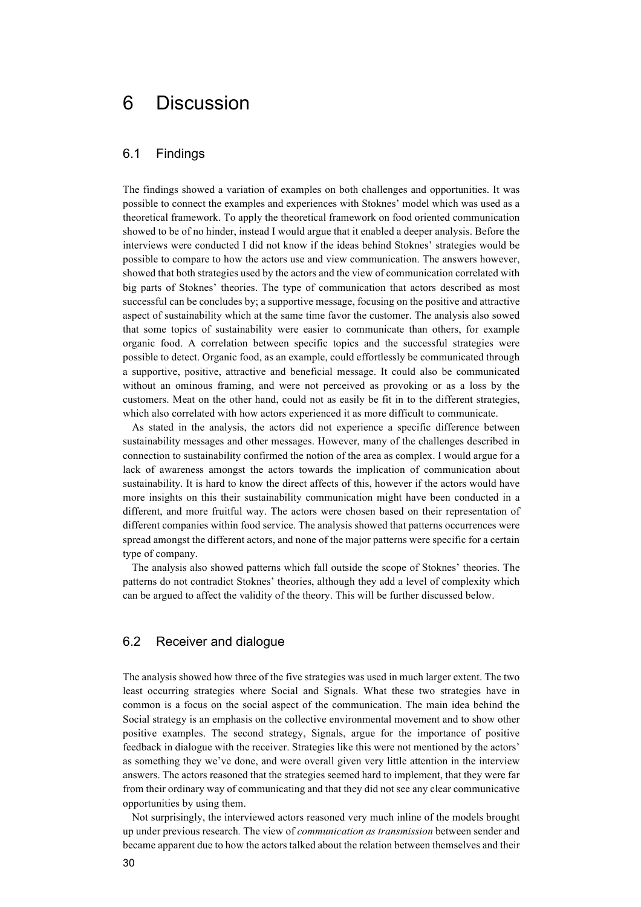# 6 Discussion

## 6.1 Findings

The findings showed a variation of examples on both challenges and opportunities. It was possible to connect the examples and experiences with Stoknes' model which was used as a theoretical framework. To apply the theoretical framework on food oriented communication showed to be of no hinder, instead I would argue that it enabled a deeper analysis. Before the interviews were conducted I did not know if the ideas behind Stoknes' strategies would be possible to compare to how the actors use and view communication. The answers however, showed that both strategies used by the actors and the view of communication correlated with big parts of Stoknes' theories. The type of communication that actors described as most successful can be concludes by; a supportive message, focusing on the positive and attractive aspect of sustainability which at the same time favor the customer. The analysis also sowed that some topics of sustainability were easier to communicate than others, for example organic food. A correlation between specific topics and the successful strategies were possible to detect. Organic food, as an example, could effortlessly be communicated through a supportive, positive, attractive and beneficial message. It could also be communicated without an ominous framing, and were not perceived as provoking or as a loss by the customers. Meat on the other hand, could not as easily be fit in to the different strategies, which also correlated with how actors experienced it as more difficult to communicate.

As stated in the analysis, the actors did not experience a specific difference between sustainability messages and other messages. However, many of the challenges described in connection to sustainability confirmed the notion of the area as complex. I would argue for a lack of awareness amongst the actors towards the implication of communication about sustainability. It is hard to know the direct affects of this, however if the actors would have more insights on this their sustainability communication might have been conducted in a different, and more fruitful way. The actors were chosen based on their representation of different companies within food service. The analysis showed that patterns occurrences were spread amongst the different actors, and none of the major patterns were specific for a certain type of company.

The analysis also showed patterns which fall outside the scope of Stoknes' theories. The patterns do not contradict Stoknes' theories, although they add a level of complexity which can be argued to affect the validity of the theory. This will be further discussed below.

## 6.2 Receiver and dialogue

The analysis showed how three of the five strategies was used in much larger extent. The two least occurring strategies where Social and Signals. What these two strategies have in common is a focus on the social aspect of the communication. The main idea behind the Social strategy is an emphasis on the collective environmental movement and to show other positive examples. The second strategy, Signals, argue for the importance of positive feedback in dialogue with the receiver. Strategies like this were not mentioned by the actors' as something they we've done, and were overall given very little attention in the interview answers. The actors reasoned that the strategies seemed hard to implement, that they were far from their ordinary way of communicating and that they did not see any clear communicative opportunities by using them.

Not surprisingly, the interviewed actors reasoned very much inline of the models brought up under previous research. The view of *communication as transmission* between sender and became apparent due to how the actors talked about the relation between themselves and their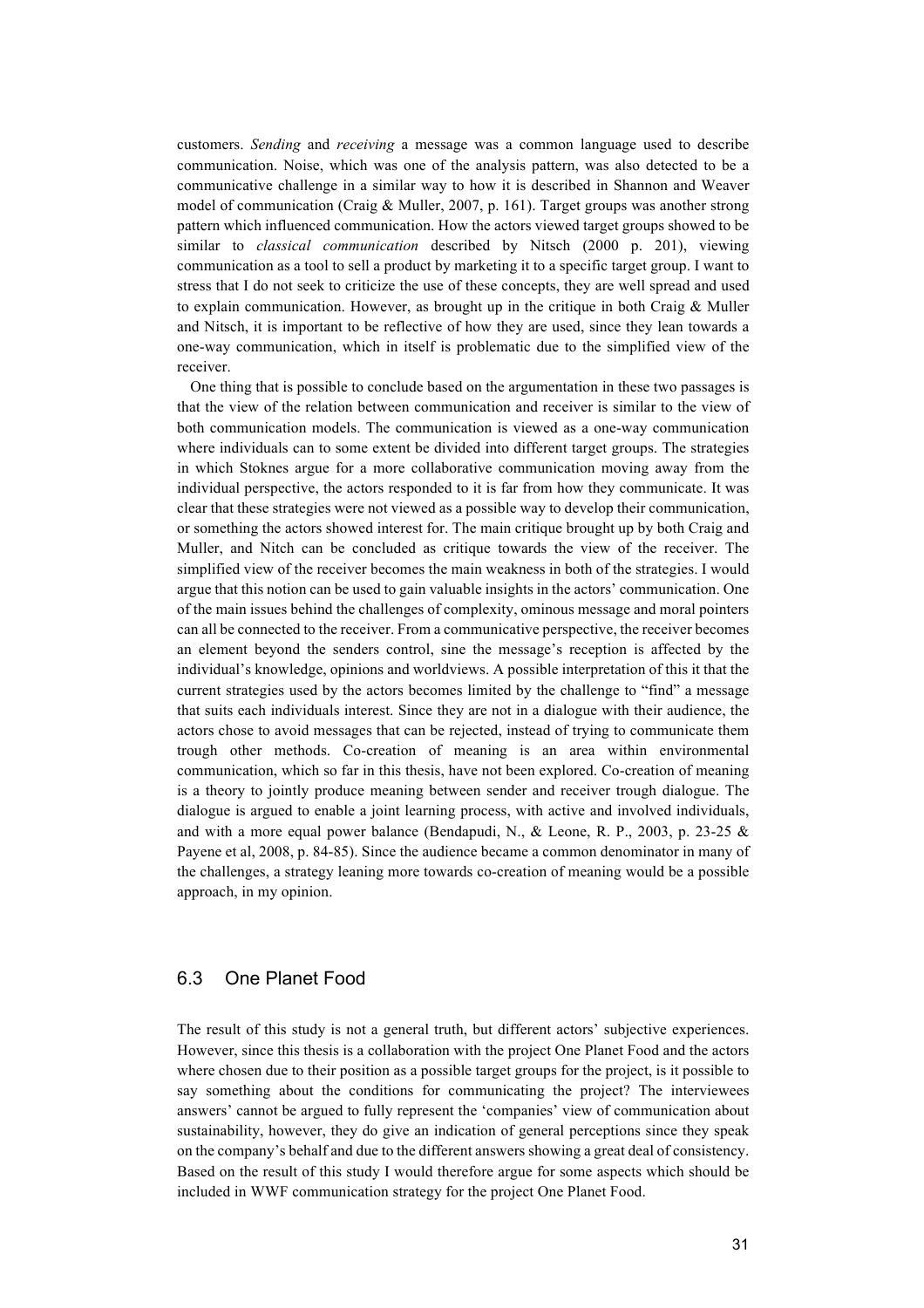customers. *Sending* and *receiving* a message was a common language used to describe communication. Noise, which was one of the analysis pattern, was also detected to be a communicative challenge in a similar way to how it is described in Shannon and Weaver model of communication (Craig & Muller, 2007, p. 161). Target groups was another strong pattern which influenced communication. How the actors viewed target groups showed to be similar to *classical communication* described by Nitsch (2000 p. 201), viewing communication as a tool to sell a product by marketing it to a specific target group. I want to stress that I do not seek to criticize the use of these concepts, they are well spread and used to explain communication. However, as brought up in the critique in both Craig & Muller and Nitsch, it is important to be reflective of how they are used, since they lean towards a one-way communication, which in itself is problematic due to the simplified view of the receiver.

One thing that is possible to conclude based on the argumentation in these two passages is that the view of the relation between communication and receiver is similar to the view of both communication models. The communication is viewed as a one-way communication where individuals can to some extent be divided into different target groups. The strategies in which Stoknes argue for a more collaborative communication moving away from the individual perspective, the actors responded to it is far from how they communicate. It was clear that these strategies were not viewed as a possible way to develop their communication, or something the actors showed interest for. The main critique brought up by both Craig and Muller, and Nitch can be concluded as critique towards the view of the receiver. The simplified view of the receiver becomes the main weakness in both of the strategies. I would argue that this notion can be used to gain valuable insights in the actors' communication. One of the main issues behind the challenges of complexity, ominous message and moral pointers can all be connected to the receiver. From a communicative perspective, the receiver becomes an element beyond the senders control, sine the message's reception is affected by the individual's knowledge, opinions and worldviews. A possible interpretation of this it that the current strategies used by the actors becomes limited by the challenge to "find" a message that suits each individuals interest. Since they are not in a dialogue with their audience, the actors chose to avoid messages that can be rejected, instead of trying to communicate them trough other methods. Co-creation of meaning is an area within environmental communication, which so far in this thesis, have not been explored. Co-creation of meaning is a theory to jointly produce meaning between sender and receiver trough dialogue. The dialogue is argued to enable a joint learning process, with active and involved individuals, and with a more equal power balance (Bendapudi, N., & Leone, R. P., 2003, p. 23-25 & Payene et al, 2008, p. 84-85). Since the audience became a common denominator in many of the challenges, a strategy leaning more towards co-creation of meaning would be a possible approach, in my opinion.

## 6.3 One Planet Food

The result of this study is not a general truth, but different actors' subjective experiences. However, since this thesis is a collaboration with the project One Planet Food and the actors where chosen due to their position as a possible target groups for the project, is it possible to say something about the conditions for communicating the project? The interviewees answers' cannot be argued to fully represent the 'companies' view of communication about sustainability, however, they do give an indication of general perceptions since they speak on the company's behalf and due to the different answers showing a great deal of consistency. Based on the result of this study I would therefore argue for some aspects which should be included in WWF communication strategy for the project One Planet Food.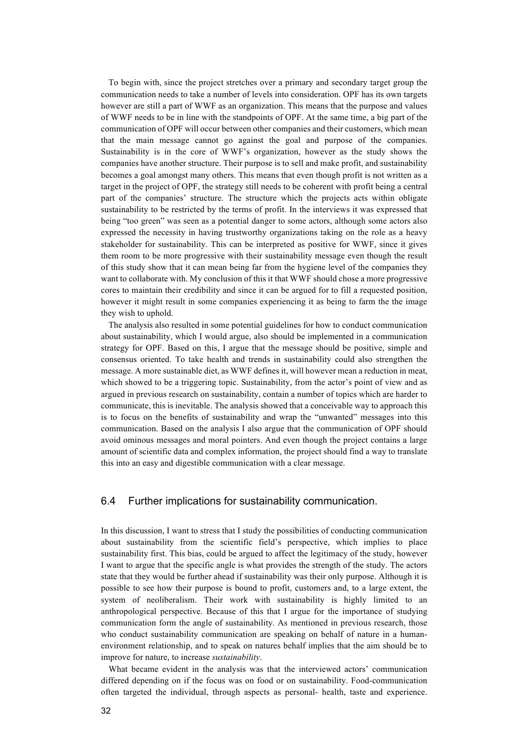To begin with, since the project stretches over a primary and secondary target group the communication needs to take a number of levels into consideration. OPF has its own targets however are still a part of WWF as an organization. This means that the purpose and values of WWF needs to be in line with the standpoints of OPF. At the same time, a big part of the communication of OPF will occur between other companies and their customers, which mean that the main message cannot go against the goal and purpose of the companies. Sustainability is in the core of WWF's organization, however as the study shows the companies have another structure. Their purpose is to sell and make profit, and sustainability becomes a goal amongst many others. This means that even though profit is not written as a target in the project of OPF, the strategy still needs to be coherent with profit being a central part of the companies' structure. The structure which the projects acts within obligate sustainability to be restricted by the terms of profit. In the interviews it was expressed that being "too green" was seen as a potential danger to some actors, although some actors also expressed the necessity in having trustworthy organizations taking on the role as a heavy stakeholder for sustainability. This can be interpreted as positive for WWF, since it gives them room to be more progressive with their sustainability message even though the result of this study show that it can mean being far from the hygiene level of the companies they want to collaborate with. My conclusion of this it that WWF should chose a more progressive cores to maintain their credibility and since it can be argued for to fill a requested position, however it might result in some companies experiencing it as being to farm the the image they wish to uphold.

The analysis also resulted in some potential guidelines for how to conduct communication about sustainability, which I would argue, also should be implemented in a communication strategy for OPF. Based on this, I argue that the message should be positive, simple and consensus oriented. To take health and trends in sustainability could also strengthen the message. A more sustainable diet, as WWF defines it, will however mean a reduction in meat, which showed to be a triggering topic. Sustainability, from the actor's point of view and as argued in previous research on sustainability, contain a number of topics which are harder to communicate, this is inevitable. The analysis showed that a conceivable way to approach this is to focus on the benefits of sustainability and wrap the "unwanted" messages into this communication. Based on the analysis I also argue that the communication of OPF should avoid ominous messages and moral pointers. And even though the project contains a large amount of scientific data and complex information, the project should find a way to translate this into an easy and digestible communication with a clear message.

## 6.4 Further implications for sustainability communication.

In this discussion, I want to stress that I study the possibilities of conducting communication about sustainability from the scientific field's perspective, which implies to place sustainability first. This bias, could be argued to affect the legitimacy of the study, however I want to argue that the specific angle is what provides the strength of the study. The actors state that they would be further ahead if sustainability was their only purpose. Although it is possible to see how their purpose is bound to profit, customers and, to a large extent, the system of neoliberalism. Their work with sustainability is highly limited to an anthropological perspective. Because of this that I argue for the importance of studying communication form the angle of sustainability. As mentioned in previous research, those who conduct sustainability communication are speaking on behalf of nature in a human-environment relationship, and to speak on natures behalf implies that the aim should be to improve for nature, to increase *sustainability*.

What became evident in the analysis was that the interviewed actors' communication differed depending on if the focus was on food or on sustainability. Food-communication often targeted the individual, through aspects as personal- health, taste and experience.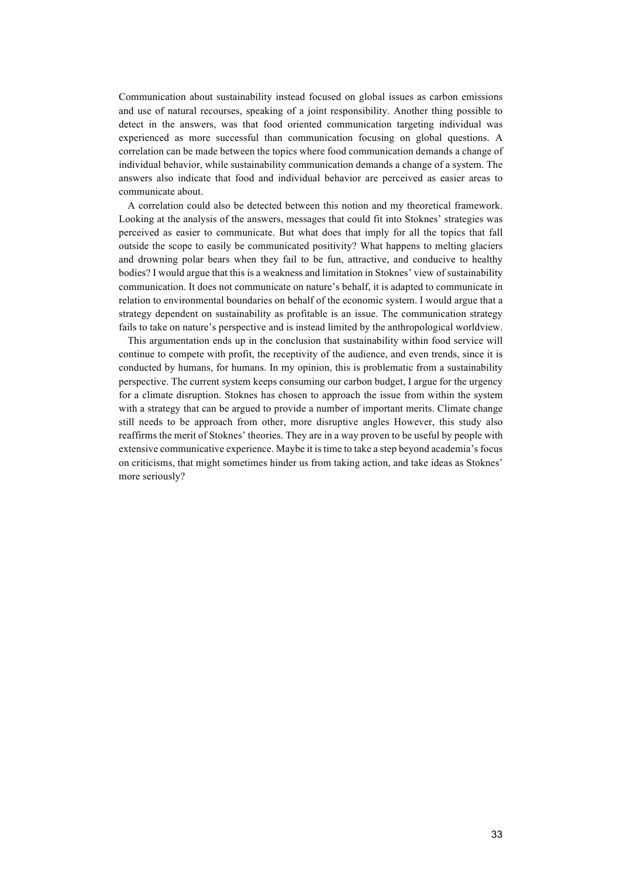Communication about sustainability instead focused on global issues as carbon emissions and use of natural recourses, speaking of a joint responsibility. Another thing possible to detect in the answers, was that food oriented communication targeting individual was experienced as more successful than communication focusing on global questions. A correlation can be made between the topics where food communication demands a change of individual behavior, while sustainability communication demands a change of a system. The answers also indicate that food and individual behavior are perceived as easier areas to communicate about.

A correlation could also be detected between this notion and my theoretical framework. Looking at the analysis of the answers, messages that could fit into Stoknes' strategies was perceived as easier to communicate. But what does that imply for all the topics that fall outside the scope to easily be communicated positivity? What happens to melting glaciers and drowning polar bears when they fail to be fun, attractive, and conducive to healthy bodies? I would argue that this is a weakness and limitation in Stoknes' view of sustainability communication. It does not communicate on nature's behalf, it is adapted to communicate in relation to environmental boundaries on behalf of the economic system. I would argue that a strategy dependent on sustainability as profitable is an issue. The communication strategy fails to take on nature's perspective and is instead limited by the anthropological worldview.

This argumentation ends up in the conclusion that sustainability within food service will continue to compete with profit, the receptivity of the audience, and even trends, since it is conducted by humans, for humans. In my opinion, this is problematic from a sustainability perspective. The current system keeps consuming our carbon budget, I argue for the urgency for a climate disruption. Stoknes has chosen to approach the issue from within the system with a strategy that can be argued to provide a number of important merits. Climate change still needs to be approach from other, more disruptive angles However, this study also reaffirms the merit of Stoknes' theories. They are in a way proven to be useful by people with extensive communicative experience. Maybe it is time to take a step beyond academia's focus on criticisms, that might sometimes hinder us from taking action, and take ideas as Stoknes' more seriously?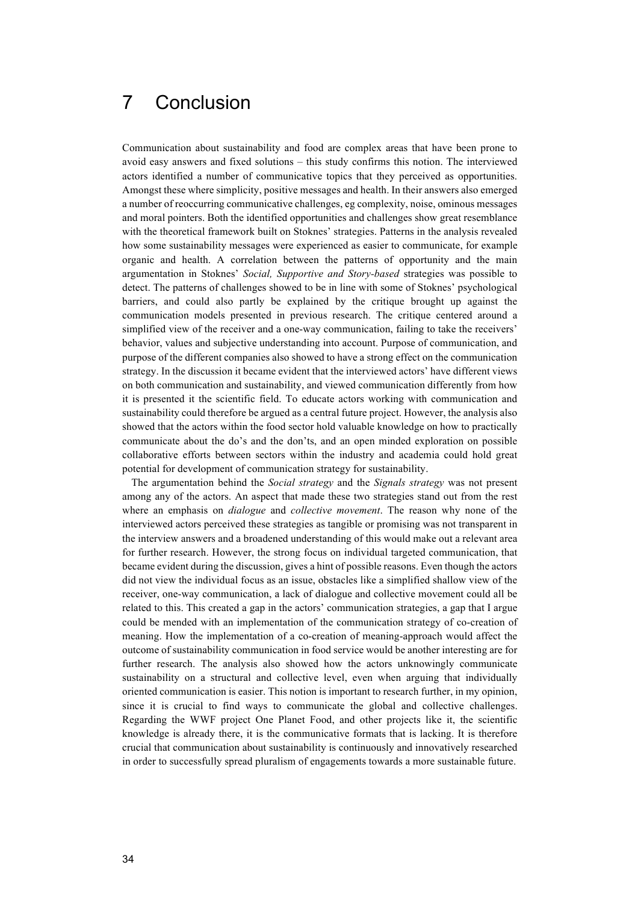# 7 Conclusion

Communication about sustainability and food are complex areas that have been prone to avoid easy answers and fixed solutions – this study confirms this notion. The interviewed actors identified a number of communicative topics that they perceived as opportunities. Amongst these where simplicity, positive messages and health. In their answers also emerged a number of reoccurring communicative challenges, eg complexity, noise, ominous messages and moral pointers. Both the identified opportunities and challenges show great resemblance with the theoretical framework built on Stoknes' strategies. Patterns in the analysis revealed how some sustainability messages were experienced as easier to communicate, for example organic and health. A correlation between the patterns of opportunity and the main argumentation in Stoknes' *Social, Supportive and Story-based* strategies was possible to detect. The patterns of challenges showed to be in line with some of Stoknes' psychological barriers, and could also partly be explained by the critique brought up against the communication models presented in previous research. The critique centered around a simplified view of the receiver and a one-way communication, failing to take the receivers' behavior, values and subjective understanding into account. Purpose of communication, and purpose of the different companies also showed to have a strong effect on the communication strategy. In the discussion it became evident that the interviewed actors' have different views on both communication and sustainability, and viewed communication differently from how it is presented it the scientific field. To educate actors working with communication and sustainability could therefore be argued as a central future project. However, the analysis also showed that the actors within the food sector hold valuable knowledge on how to practically communicate about the do's and the don'ts, and an open minded exploration on possible collaborative efforts between sectors within the industry and academia could hold great potential for development of communication strategy for sustainability.

The argumentation behind the *Social strategy* and the *Signals strategy* was not present among any of the actors. An aspect that made these two strategies stand out from the rest where an emphasis on *dialogue* and *collective movement*. The reason why none of the interviewed actors perceived these strategies as tangible or promising was not transparent in the interview answers and a broadened understanding of this would make out a relevant area for further research. However, the strong focus on individual targeted communication, that became evident during the discussion, gives a hint of possible reasons. Even though the actors did not view the individual focus as an issue, obstacles like a simplified shallow view of the receiver, one-way communication, a lack of dialogue and collective movement could all be related to this. This created a gap in the actors' communication strategies, a gap that I argue could be mended with an implementation of the communication strategy of co-creation of meaning. How the implementation of a co-creation of meaning-approach would affect the outcome of sustainability communication in food service would be another interesting are for further research. The analysis also showed how the actors unknowingly communicate sustainability on a structural and collective level, even when arguing that individually oriented communication is easier. This notion is important to research further, in my opinion, since it is crucial to find ways to communicate the global and collective challenges. Regarding the WWF project One Planet Food, and other projects like it, the scientific knowledge is already there, it is the communicative formats that is lacking. It is therefore crucial that communication about sustainability is continuously and innovatively researched in order to successfully spread pluralism of engagements towards a more sustainable future.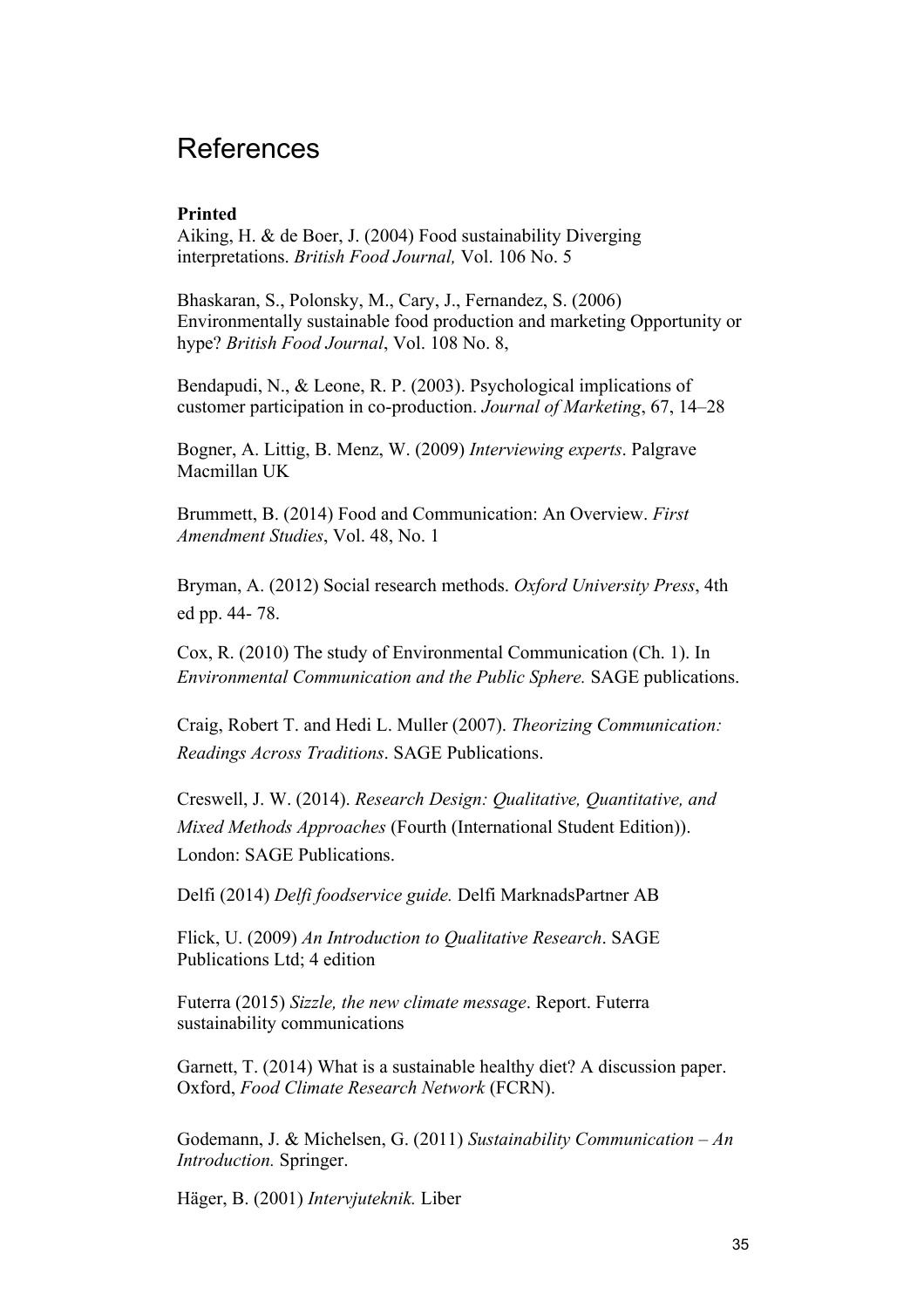# References

**Printed**

Aiking, H. & de Boer, J. (2004) Food sustainability Diverging interpretations. *British Food Journal,* Vol. 106 No. 5

Bhaskaran, S., Polonsky, M., Cary, J., Fernandez, S. (2006) Environmentally sustainable food production and marketing Opportunity or hype? *British Food Journal*, Vol. 108 No. 8,

Bendapudi, N., & Leone, R. P. (2003). Psychological implications of customer participation in co-production. *Journal of Marketing*, 67, 14–28

Bogner, A. Littig, B. Menz, W. (2009) *Interviewing experts*. Palgrave Macmillan UK

Brummett, B. (2014) Food and Communication: An Overview. *First Amendment Studies*, Vol. 48, No. 1

Bryman, A. (2012) Social research methods. *Oxford University Press*, 4th ed pp. 44- 78.

Cox, R. (2010) The study of Environmental Communication (Ch. 1). In *Environmental Communication and the Public Sphere.* SAGE publications.

Craig, Robert T. and Hedi L. Muller (2007). *Theorizing Communication: Readings Across Traditions*. SAGE Publications.

Creswell, J. W. (2014). *Research Design: Qualitative, Quantitative, and Mixed Methods Approaches* (Fourth (International Student Edition)). London: SAGE Publications.

Delfi (2014) *Delfi foodservice guide.* Delfi MarknadsPartner AB

Flick, U. (2009) *An Introduction to Qualitative Research*. SAGE Publications Ltd; 4 edition

Futerra (2015) *Sizzle, the new climate message*. Report. Futerra sustainability communications

Garnett, T. (2014) What is a sustainable healthy diet? A discussion paper. Oxford, *Food Climate Research Network* (FCRN).

Godemann, J. & Michelsen, G. (2011) *Sustainability Communication – An Introduction.* Springer.

Häger, B. (2001) *Intervjuteknik.* Liber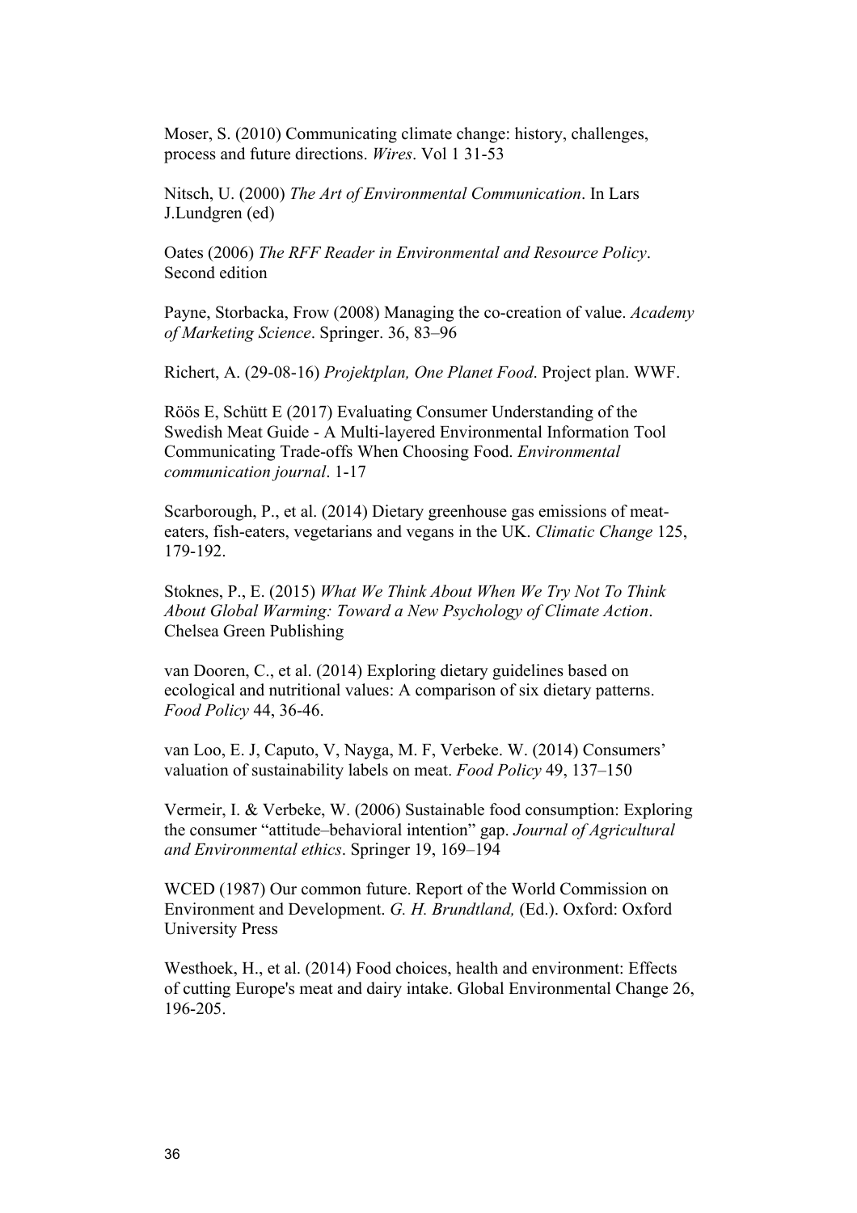Moser, S. (2010) Communicating climate change: history, challenges, process and future directions. *Wires*. Vol 1 31-53

Nitsch, U. (2000) *The Art of Environmental Communication*. In Lars J.Lundgren (ed)

Oates (2006) *The RFF Reader in Environmental and Resource Policy*. Second edition

Payne, Storbacka, Frow (2008) Managing the co-creation of value. *Academy of Marketing Science*. Springer. 36, 83–96

Richert, A. (29-08-16) *Projektplan, One Planet Food*. Project plan. WWF.

Röös E, Schütt E (2017) Evaluating Consumer Understanding of the Swedish Meat Guide - A Multi-layered Environmental Information Tool Communicating Trade-offs When Choosing Food. *Environmental communication journal*. 1-17

Scarborough, P., et al. (2014) Dietary greenhouse gas emissions of meat-eaters, fish-eaters, vegetarians and vegans in the UK. *Climatic Change* 125, 179-192.

Stoknes, P., E. (2015) *What We Think About When We Try Not To Think About Global Warming: Toward a New Psychology of Climate Action*. Chelsea Green Publishing

van Dooren, C., et al. (2014) Exploring dietary guidelines based on ecological and nutritional values: A comparison of six dietary patterns. *Food Policy* 44, 36-46.

van Loo, E. J, Caputo, V, Nayga, M. F, Verbeke. W. (2014) Consumers' valuation of sustainability labels on meat. *Food Policy* 49, 137–150

Vermeir, I. & Verbeke, W. (2006) Sustainable food consumption: Exploring the consumer "attitude–behavioral intention" gap. *Journal of Agricultural and Environmental ethics*. Springer 19, 169–194

WCED (1987) Our common future. Report of the World Commission on Environment and Development. *G. H. Brundtland,* (Ed.). Oxford: Oxford University Press

Westhoek, H., et al. (2014) Food choices, health and environment: Effects of cutting Europe's meat and dairy intake. Global Environmental Change 26, 196-205.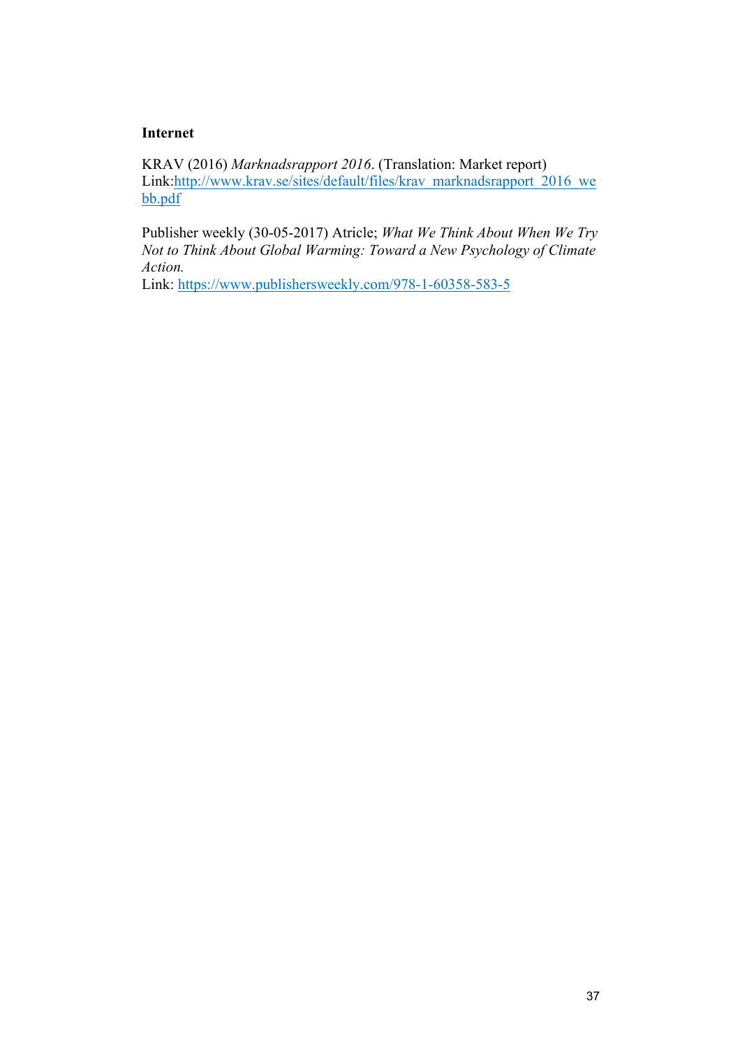**Internet**

KRAV (2016) *Marknadsrapport 2016*. (Translation: Market report)
Link:http://www.krav.se/sites/default/files/krav_marknadsrapport_2016_webb.pdf

Publisher weekly (30-05-2017) Atricle; *What We Think About When We Try Not to Think About Global Warming: Toward a New Psychology of Climate Action.*
Link: https://www.publishersweekly.com/978-1-60358-583-5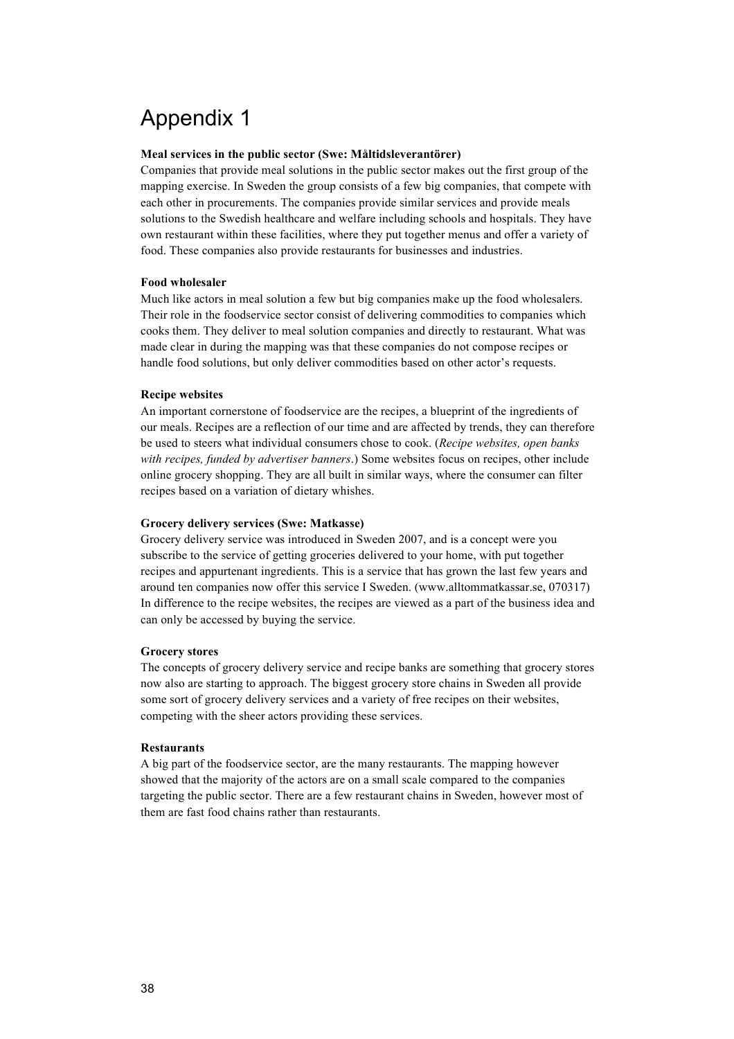# Appendix 1

**Meal services in the public sector (Swe: Måltidsleverantörer)**
Companies that provide meal solutions in the public sector makes out the first group of the mapping exercise. In Sweden the group consists of a few big companies, that compete with each other in procurements. The companies provide similar services and provide meals solutions to the Swedish healthcare and welfare including schools and hospitals. They have own restaurant within these facilities, where they put together menus and offer a variety of food. These companies also provide restaurants for businesses and industries.

**Food wholesaler**
Much like actors in meal solution a few but big companies make up the food wholesalers. Their role in the foodservice sector consist of delivering commodities to companies which cooks them. They deliver to meal solution companies and directly to restaurant. What was made clear in during the mapping was that these companies do not compose recipes or handle food solutions, but only deliver commodities based on other actor's requests.

**Recipe websites**
An important cornerstone of foodservice are the recipes, a blueprint of the ingredients of our meals. Recipes are a reflection of our time and are affected by trends, they can therefore be used to steers what individual consumers chose to cook. (*Recipe websites, open banks with recipes, funded by advertiser banners*.) Some websites focus on recipes, other include online grocery shopping. They are all built in similar ways, where the consumer can filter recipes based on a variation of dietary whishes.

**Grocery delivery services (Swe: Matkasse)**
Grocery delivery service was introduced in Sweden 2007, and is a concept were you subscribe to the service of getting groceries delivered to your home, with put together recipes and appurtenant ingredients. This is a service that has grown the last few years and around ten companies now offer this service I Sweden. (www.alltommatkassar.se, 070317) In difference to the recipe websites, the recipes are viewed as a part of the business idea and can only be accessed by buying the service.

**Grocery stores**
The concepts of grocery delivery service and recipe banks are something that grocery stores now also are starting to approach. The biggest grocery store chains in Sweden all provide some sort of grocery delivery services and a variety of free recipes on their websites, competing with the sheer actors providing these services.

**Restaurants**
A big part of the foodservice sector, are the many restaurants. The mapping however showed that the majority of the actors are on a small scale compared to the companies targeting the public sector. There are a few restaurant chains in Sweden, however most of them are fast food chains rather than restaurants.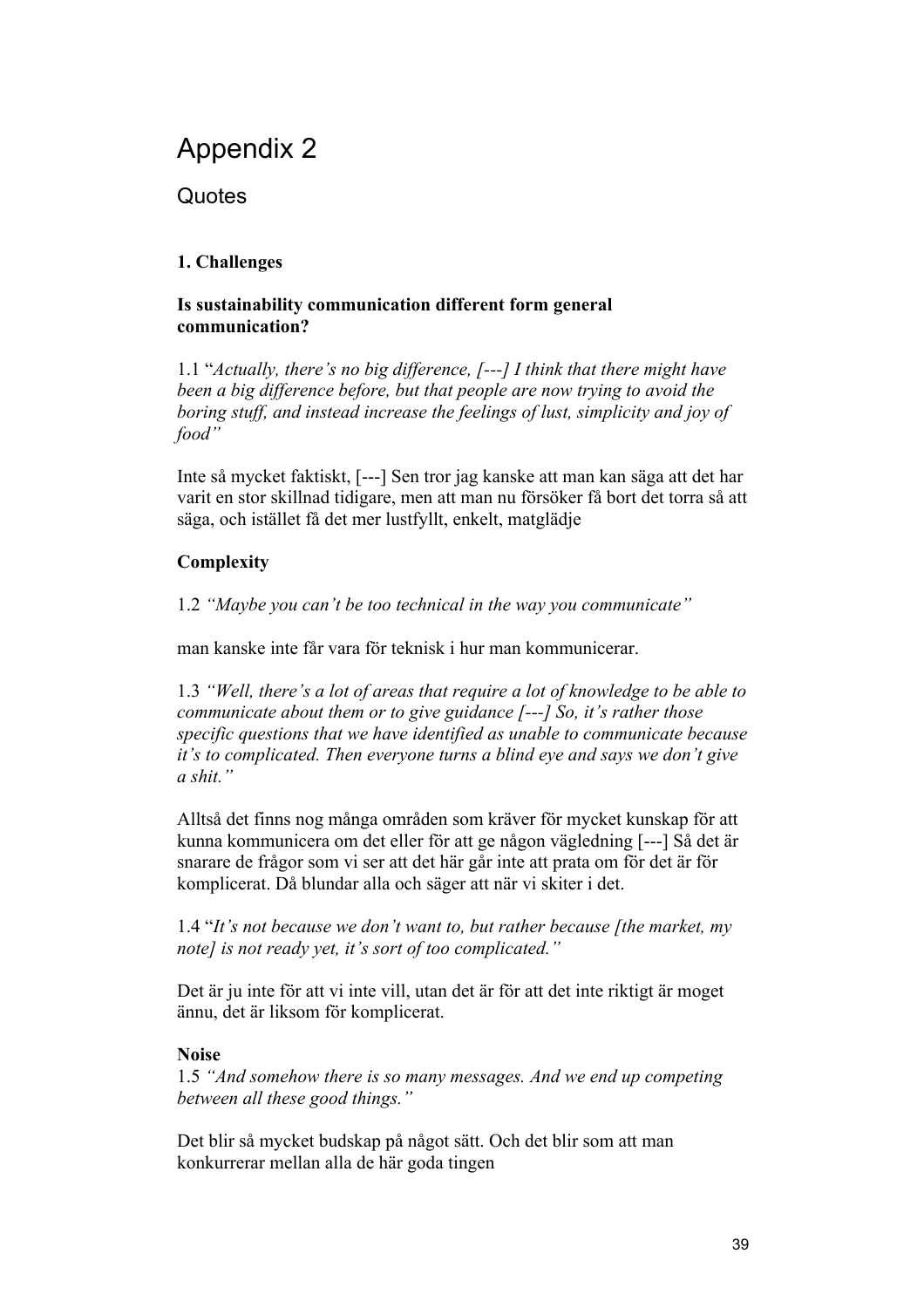# Appendix 2

## Quotes

### 1. Challenges

#### Is sustainability communication different form general communication?

1.1 "*Actually, there's no big difference, [---] I think that there might have been a big difference before, but that people are now trying to avoid the boring stuff, and instead increase the feelings of lust, simplicity and joy of food"*

Inte så mycket faktiskt, [---] Sen tror jag kanske att man kan säga att det har varit en stor skillnad tidigare, men att man nu försöker få bort det torra så att säga, och istället få det mer lustfyllt, enkelt, matglädje

#### Complexity

1.2 *"Maybe you can't be too technical in the way you communicate"*

man kanske inte får vara för teknisk i hur man kommunicerar.

1.3 *"Well, there's a lot of areas that require a lot of knowledge to be able to communicate about them or to give guidance [---] So, it's rather those specific questions that we have identified as unable to communicate because it's to complicated. Then everyone turns a blind eye and says we don't give a shit."*

Alltså det finns nog många områden som kräver för mycket kunskap för att kunna kommunicera om det eller för att ge någon vägledning [---] Så det är snarare de frågor som vi ser att det här går inte att prata om för det är för komplicerat. Då blundar alla och säger att när vi skiter i det.

1.4 "*It's not because we don't want to, but rather because [the market, my note] is not ready yet, it's sort of too complicated."*

Det är ju inte för att vi inte vill, utan det är för att det inte riktigt är moget ännu, det är liksom för komplicerat.

#### Noise

1.5 *"And somehow there is so many messages. And we end up competing between all these good things."*

Det blir så mycket budskap på något sätt. Och det blir som att man konkurrerar mellan alla de här goda tingen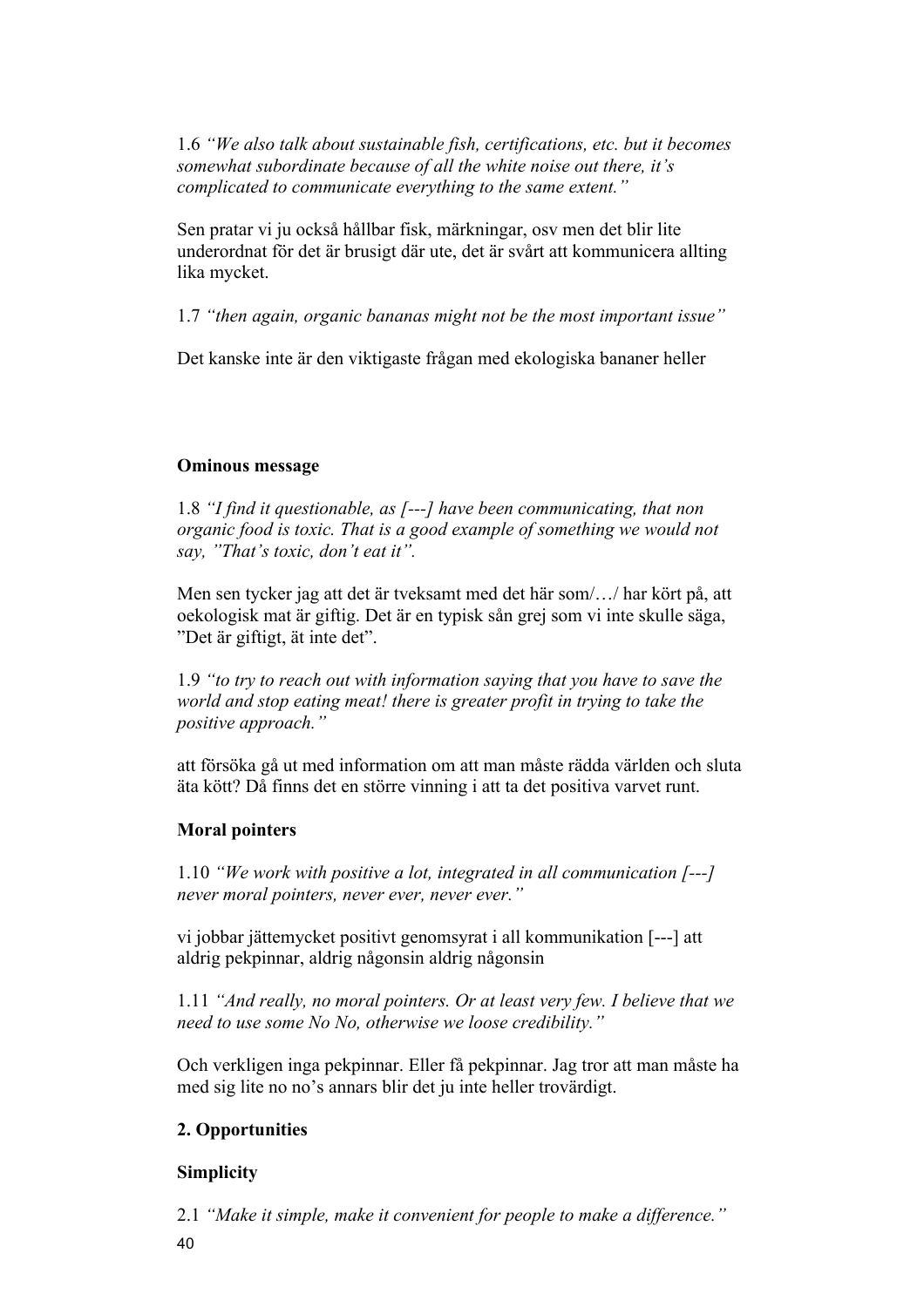1.6 *"We also talk about sustainable fish, certifications, etc. but it becomes somewhat subordinate because of all the white noise out there, it's complicated to communicate everything to the same extent."*

Sen pratar vi ju också hållbar fisk, märkningar, osv men det blir lite underordnat för det är brusigt där ute, det är svårt att kommunicera allting lika mycket.

1.7 *"then again, organic bananas might not be the most important issue"*

Det kanske inte är den viktigaste frågan med ekologiska bananer heller

**Ominous message**

1.8 *"I find it questionable, as [---] have been communicating, that non organic food is toxic. That is a good example of something we would not say, "That's toxic, don't eat it".*

Men sen tycker jag att det är tveksamt med det här som/…/ har kört på, att oekologisk mat är giftig. Det är en typisk sån grej som vi inte skulle säga, "Det är giftigt, ät inte det".

1.9 *"to try to reach out with information saying that you have to save the world and stop eating meat! there is greater profit in trying to take the positive approach."*

att försöka gå ut med information om att man måste rädda världen och sluta äta kött? Då finns det en större vinning i att ta det positiva varvet runt.

**Moral pointers**

1.10 *"We work with positive a lot, integrated in all communication [---] never moral pointers, never ever, never ever."*

vi jobbar jättemycket positivt genomsyrat i all kommunikation [---] att aldrig pekpinnar, aldrig någonsin aldrig någonsin

1.11 *"And really, no moral pointers. Or at least very few. I believe that we need to use some No No, otherwise we loose credibility."*

Och verkligen inga pekpinnar. Eller få pekpinnar. Jag tror att man måste ha med sig lite no no's annars blir det ju inte heller trovärdigt.

**2. Opportunities**

**Simplicity**

2.1 *"Make it simple, make it convenient for people to make a difference."*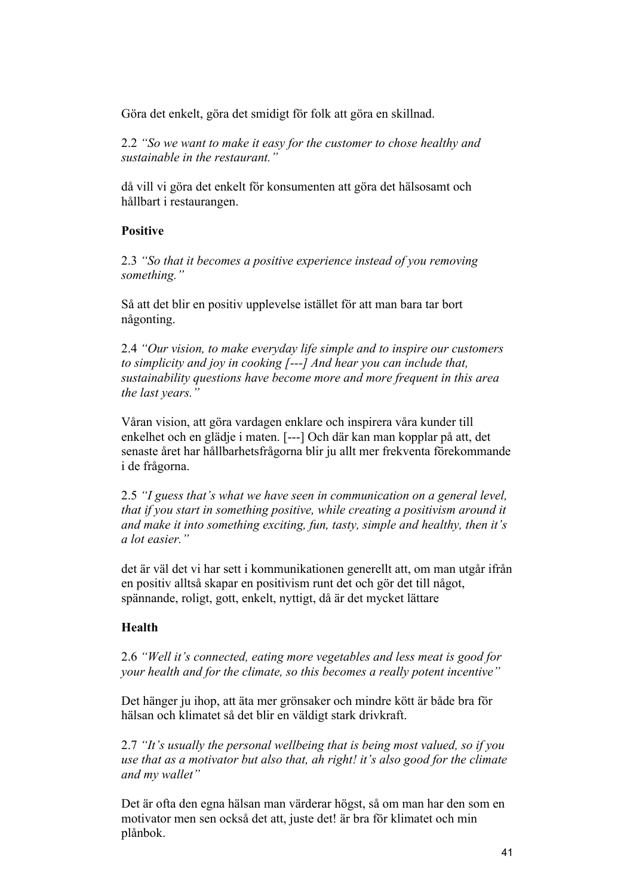Göra det enkelt, göra det smidigt för folk att göra en skillnad.

2.2 *"So we want to make it easy for the customer to chose healthy and sustainable in the restaurant."*

då vill vi göra det enkelt för konsumenten att göra det hälsosamt och hållbart i restaurangen.

**Positive**

2.3 *"So that it becomes a positive experience instead of you removing something."*

Så att det blir en positiv upplevelse istället för att man bara tar bort någonting.

2.4 *"Our vision, to make everyday life simple and to inspire our customers to simplicity and joy in cooking [---] And hear you can include that, sustainability questions have become more and more frequent in this area the last years."*

Våran vision, att göra vardagen enklare och inspirera våra kunder till enkelhet och en glädje i maten. [---] Och där kan man kopplar på att, det senaste året har hållbarhetsfrågorna blir ju allt mer frekventa förekommande i de frågorna.

2.5 *"I guess that's what we have seen in communication on a general level, that if you start in something positive, while creating a positivism around it and make it into something exciting, fun, tasty, simple and healthy, then it's a lot easier."*

det är väl det vi har sett i kommunikationen generellt att, om man utgår ifrån en positiv alltså skapar en positivism runt det och gör det till något, spännande, roligt, gott, enkelt, nyttigt, då är det mycket lättare

**Health**

2.6 *"Well it's connected, eating more vegetables and less meat is good for your health and for the climate, so this becomes a really potent incentive"*

Det hänger ju ihop, att äta mer grönsaker och mindre kött är både bra för hälsan och klimatet så det blir en väldigt stark drivkraft.

2.7 *"It's usually the personal wellbeing that is being most valued, so if you use that as a motivator but also that, ah right! it's also good for the climate and my wallet"*

Det är ofta den egna hälsan man värderar högst, så om man har den som en motivator men sen också det att, juste det! är bra för klimatet och min plånbok.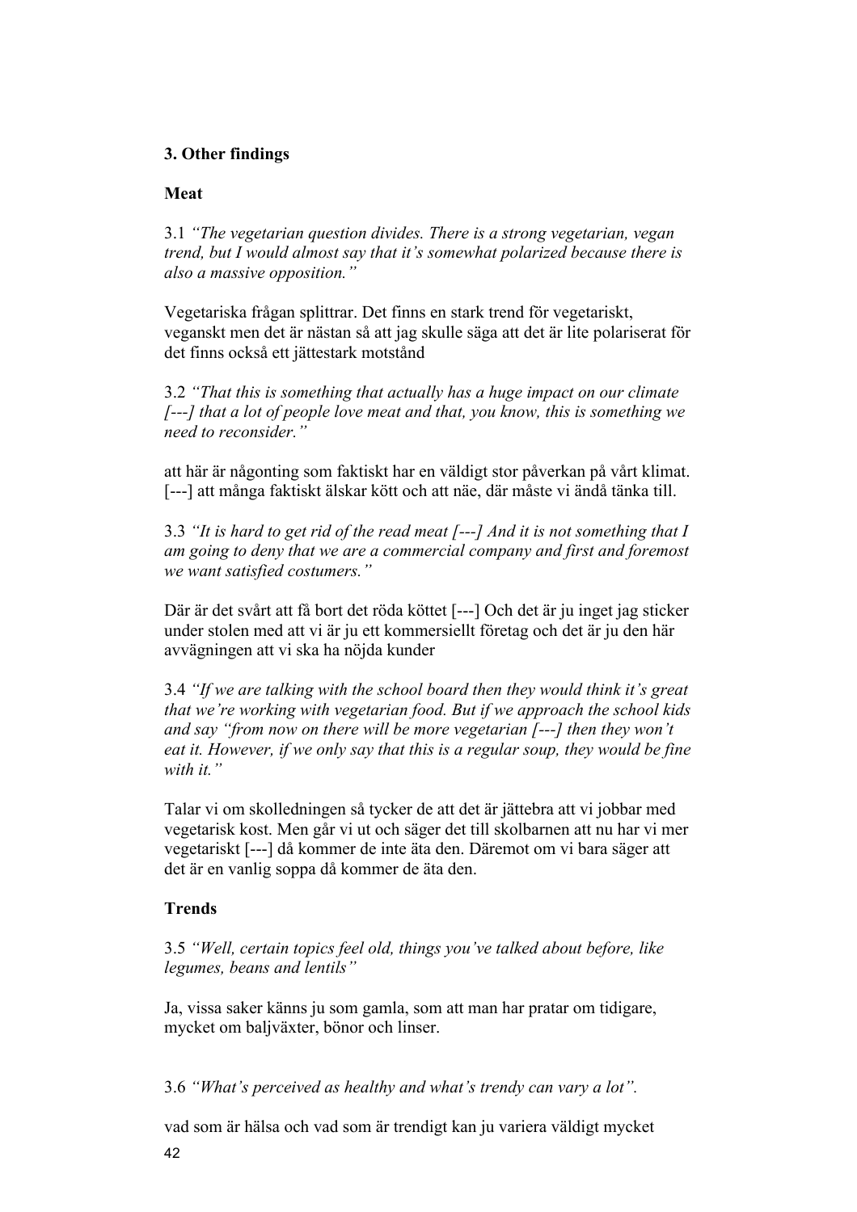### 3. Other findings

**Meat**

3.1 *"The vegetarian question divides. There is a strong vegetarian, vegan trend, but I would almost say that it's somewhat polarized because there is also a massive opposition."*

Vegetariska frågan splittrar. Det finns en stark trend för vegetariskt, veganskt men det är nästan så att jag skulle säga att det är lite polariserat för det finns också ett jättestark motstånd

3.2 *"That this is something that actually has a huge impact on our climate [---] that a lot of people love meat and that, you know, this is something we need to reconsider."*

att här är någonting som faktiskt har en väldigt stor påverkan på vårt klimat. [---] att många faktiskt älskar kött och att näe, där måste vi ändå tänka till.

3.3 *"It is hard to get rid of the read meat [---] And it is not something that I am going to deny that we are a commercial company and first and foremost we want satisfied costumers."*

Där är det svårt att få bort det röda köttet [---] Och det är ju inget jag sticker under stolen med att vi är ju ett kommersiellt företag och det är ju den här avvägningen att vi ska ha nöjda kunder

3.4 *"If we are talking with the school board then they would think it's great that we're working with vegetarian food. But if we approach the school kids and say "from now on there will be more vegetarian [---] then they won't eat it. However, if we only say that this is a regular soup, they would be fine with it."*

Talar vi om skolledningen så tycker de att det är jättebra att vi jobbar med vegetarisk kost. Men går vi ut och säger det till skolbarnen att nu har vi mer vegetariskt [---] då kommer de inte äta den. Däremot om vi bara säger att det är en vanlig soppa då kommer de äta den.

**Trends**

3.5 *"Well, certain topics feel old, things you've talked about before, like legumes, beans and lentils"*

Ja, vissa saker känns ju som gamla, som att man har pratar om tidigare, mycket om baljväxter, bönor och linser.

3.6 *"What's perceived as healthy and what's trendy can vary a lot".*

vad som är hälsa och vad som är trendigt kan ju variera väldigt mycket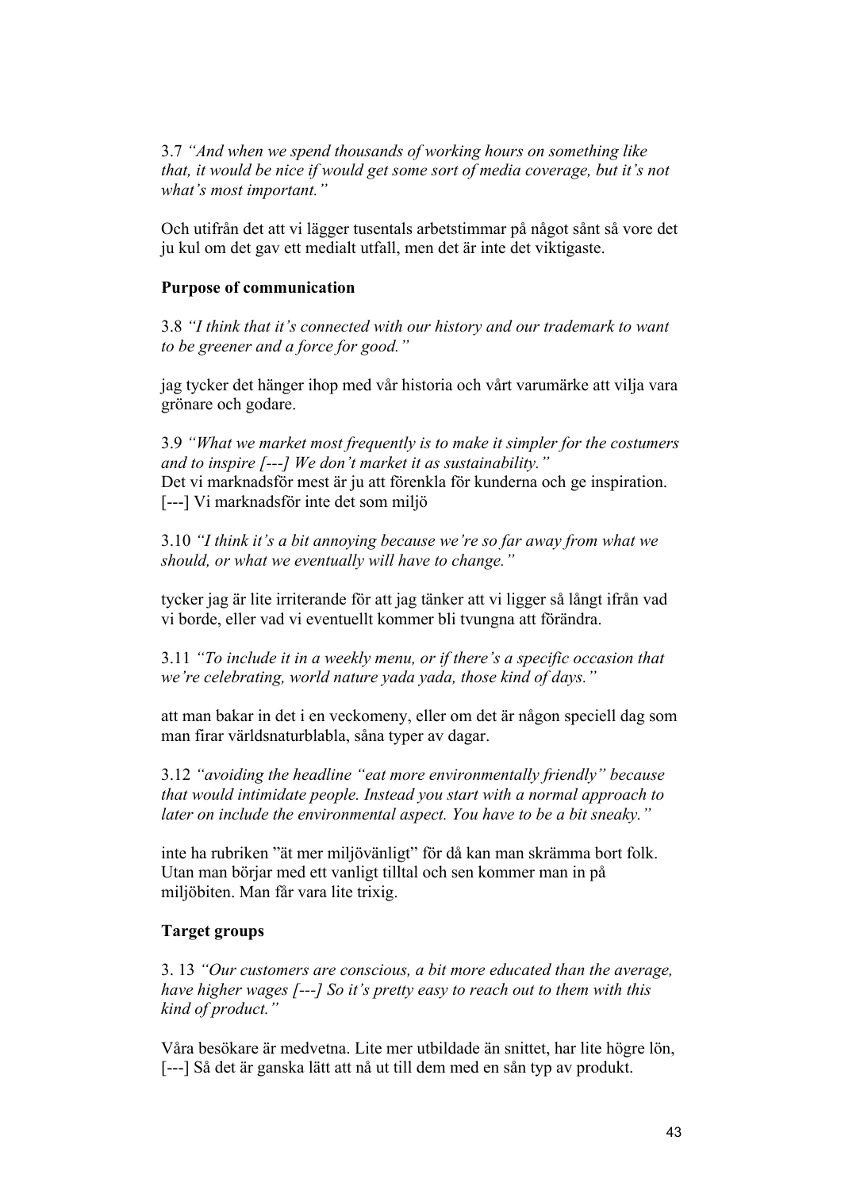3.7 *"And when we spend thousands of working hours on something like that, it would be nice if would get some sort of media coverage, but it's not what's most important."*

Och utifrån det att vi lägger tusentals arbetstimmar på något sånt så vore det ju kul om det gav ett medialt utfall, men det är inte det viktigaste.

**Purpose of communication**

3.8 *"I think that it's connected with our history and our trademark to want to be greener and a force for good."*

jag tycker det hänger ihop med vår historia och vårt varumärke att vilja vara grönare och godare.

3.9 *"What we market most frequently is to make it simpler for the costumers and to inspire [---] We don't market it as sustainability."*
Det vi marknadsför mest är ju att förenkla för kunderna och ge inspiration. [---] Vi marknadsför inte det som miljö

3.10 *"I think it's a bit annoying because we're so far away from what we should, or what we eventually will have to change."*

tycker jag är lite irriterande för att jag tänker att vi ligger så långt ifrån vad vi borde, eller vad vi eventuellt kommer bli tvungna att förändra.

3.11 *"To include it in a weekly menu, or if there's a specific occasion that we're celebrating, world nature yada yada, those kind of days."*

att man bakar in det i en veckomeny, eller om det är någon speciell dag som man firar världsnaturblabla, såna typer av dagar.

3.12 *"avoiding the headline "eat more environmentally friendly" because that would intimidate people. Instead you start with a normal approach to later on include the environmental aspect. You have to be a bit sneaky."*

inte ha rubriken "ät mer miljövänligt" för då kan man skrämma bort folk. Utan man börjar med ett vanligt tilltal och sen kommer man in på miljöbiten. Man får vara lite trixig.

**Target groups**

3. 13 *"Our customers are conscious, a bit more educated than the average, have higher wages [---] So it's pretty easy to reach out to them with this kind of product."*

Våra besökare är medvetna. Lite mer utbildade än snittet, har lite högre lön, [---] Så det är ganska lätt att nå ut till dem med en sån typ av produkt.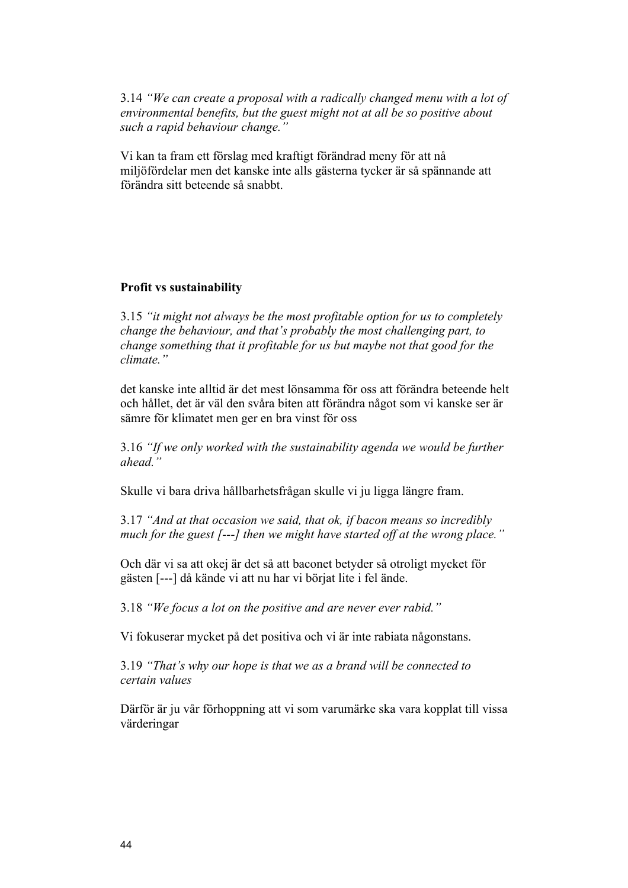3.14 *"We can create a proposal with a radically changed menu with a lot of environmental benefits, but the guest might not at all be so positive about such a rapid behaviour change."*

Vi kan ta fram ett förslag med kraftigt förändrad meny för att nå miljöfördelar men det kanske inte alls gästerna tycker är så spännande att förändra sitt beteende så snabbt.

**Profit vs sustainability**

3.15 *"it might not always be the most profitable option for us to completely change the behaviour, and that's probably the most challenging part, to change something that it profitable for us but maybe not that good for the climate."*

det kanske inte alltid är det mest lönsamma för oss att förändra beteende helt och hållet, det är väl den svåra biten att förändra något som vi kanske ser är sämre för klimatet men ger en bra vinst för oss

3.16 *"If we only worked with the sustainability agenda we would be further ahead."*

Skulle vi bara driva hållbarhetsfrågan skulle vi ju ligga längre fram.

3.17 *"And at that occasion we said, that ok, if bacon means so incredibly much for the guest [---] then we might have started off at the wrong place."*

Och där vi sa att okej är det så att baconet betyder så otroligt mycket för gästen [---] då kände vi att nu har vi börjat lite i fel ände.

3.18 *"We focus a lot on the positive and are never ever rabid."*

Vi fokuserar mycket på det positiva och vi är inte rabiata någonstans.

3.19 *"That's why our hope is that we as a brand will be connected to certain values*

Därför är ju vår förhoppning att vi som varumärke ska vara kopplat till vissa värderingar